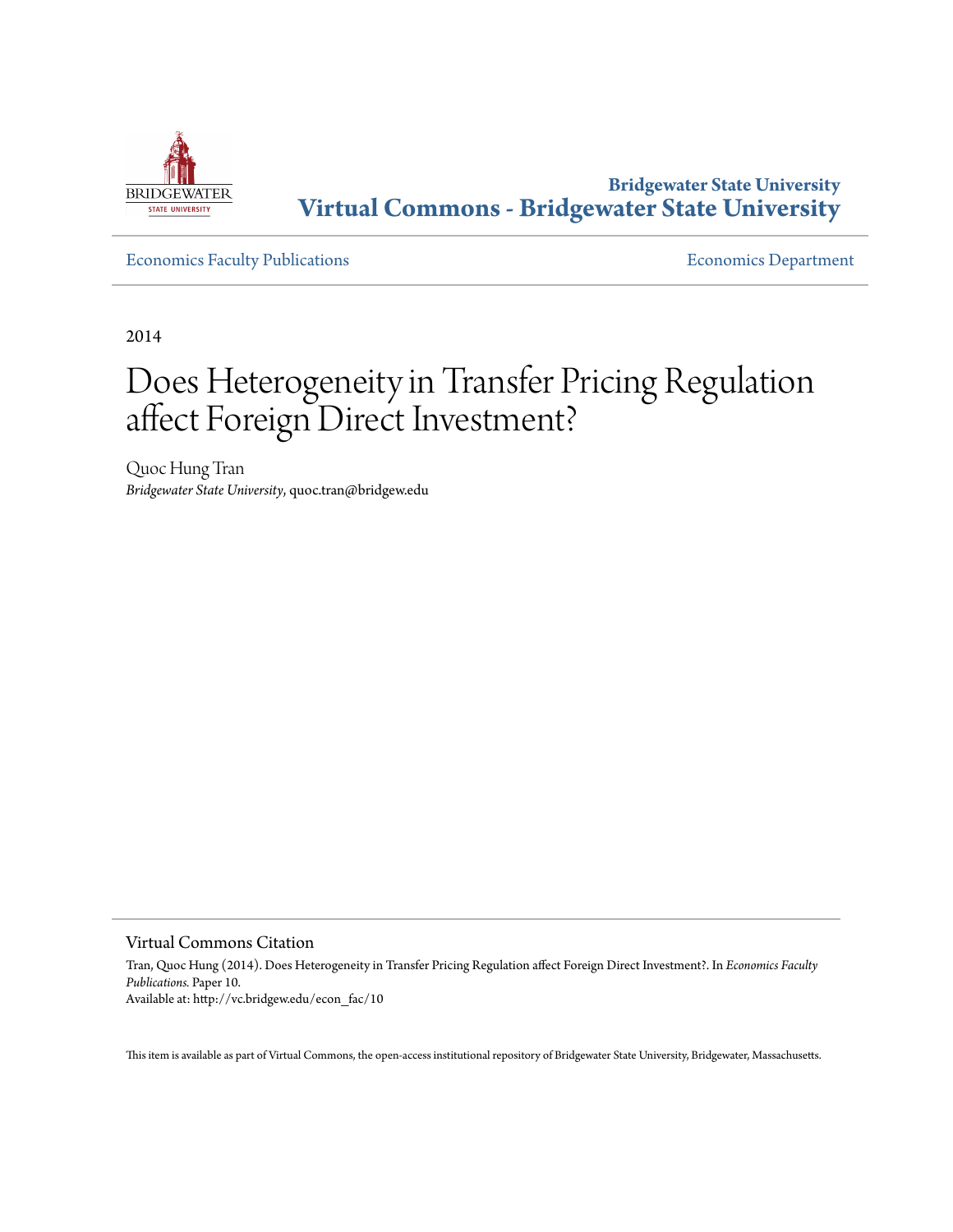**Bridgewater State University**
**Virtual Commons - Bridgewater State University**

Economics Faculty Publications | Economics Department

2014

# Does Heterogeneity in Transfer Pricing Regulation affect Foreign Direct Investment?

Quoc Hung Tran
*Bridgewater State University*, quoc.tran@bridgew.edu

## Virtual Commons Citation

Tran, Quoc Hung (2014). Does Heterogeneity in Transfer Pricing Regulation affect Foreign Direct Investment?. In *Economics Faculty Publications.* Paper 10.
Available at: http://vc.bridgew.edu/econ_fac/10

This item is available as part of Virtual Commons, the open-access institutional repository of Bridgewater State University, Bridgewater, Massachusetts.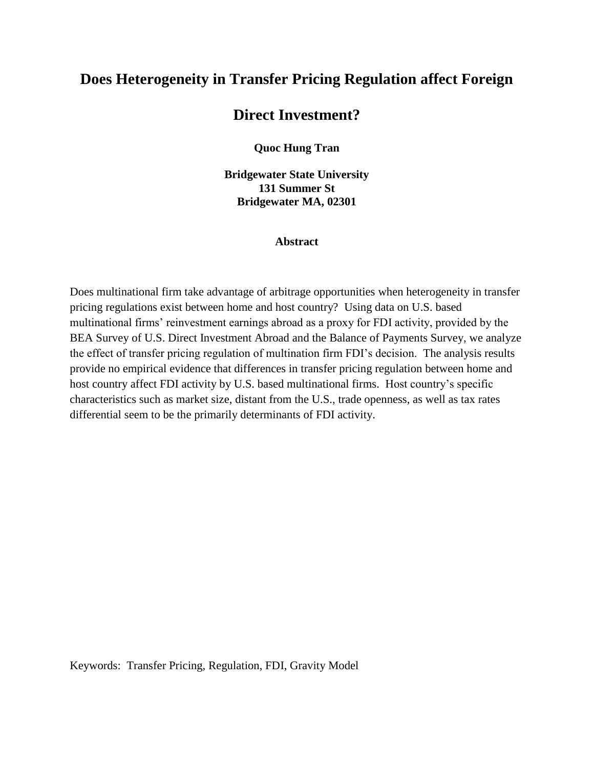# Does Heterogeneity in Transfer Pricing Regulation affect Foreign Direct Investment?

**Quoc Hung Tran**

**Bridgewater State University**
**131 Summer St**
**Bridgewater MA, 02301**

## Abstract

Does multinational firm take advantage of arbitrage opportunities when heterogeneity in transfer pricing regulations exist between home and host country? Using data on U.S. based multinational firms' reinvestment earnings abroad as a proxy for FDI activity, provided by the BEA Survey of U.S. Direct Investment Abroad and the Balance of Payments Survey, we analyze the effect of transfer pricing regulation of multination firm FDI's decision. The analysis results provide no empirical evidence that differences in transfer pricing regulation between home and host country affect FDI activity by U.S. based multinational firms. Host country's specific characteristics such as market size, distant from the U.S., trade openness, as well as tax rates differential seem to be the primarily determinants of FDI activity.

Keywords: Transfer Pricing, Regulation, FDI, Gravity Model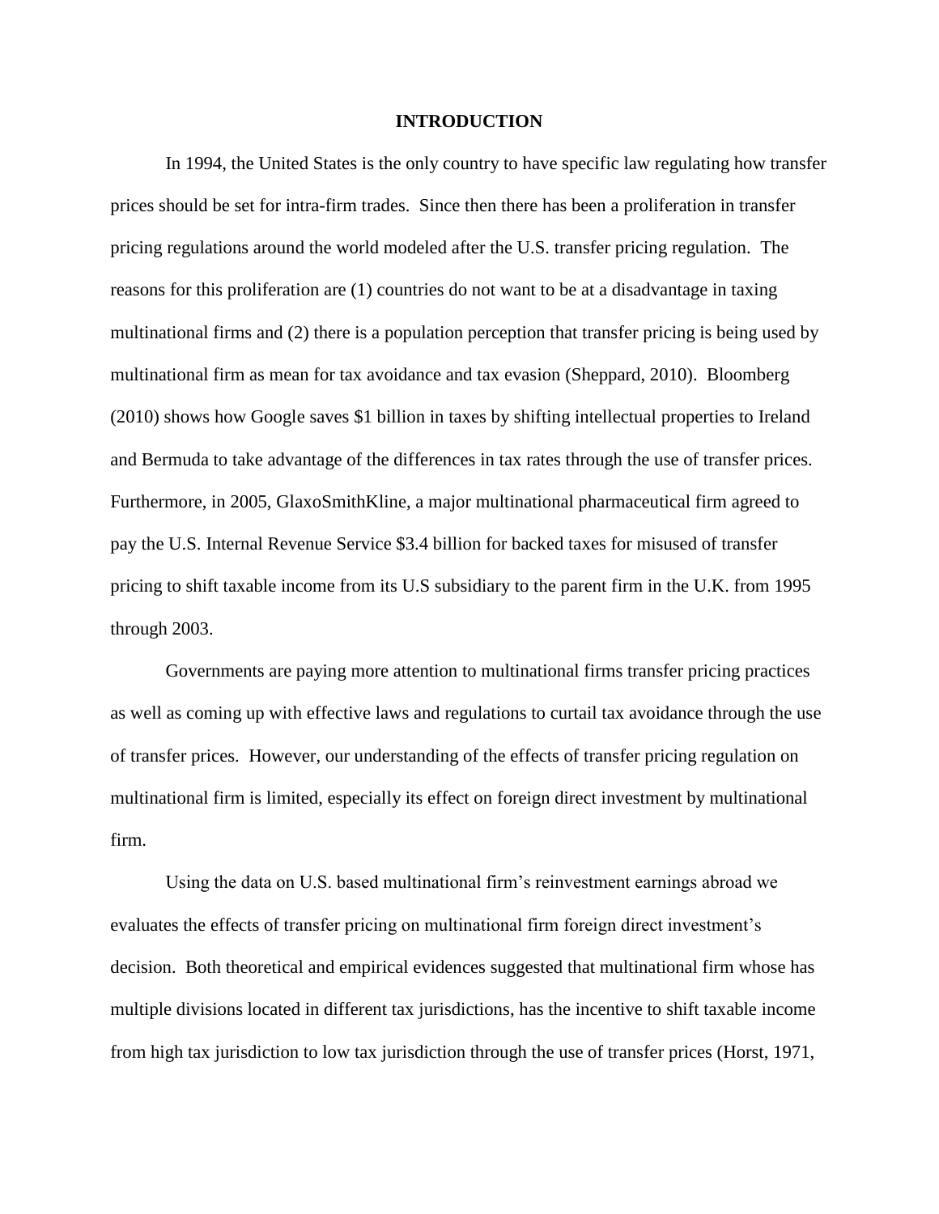# INTRODUCTION

In 1994, the United States is the only country to have specific law regulating how transfer prices should be set for intra-firm trades. Since then there has been a proliferation in transfer pricing regulations around the world modeled after the U.S. transfer pricing regulation. The reasons for this proliferation are (1) countries do not want to be at a disadvantage in taxing multinational firms and (2) there is a population perception that transfer pricing is being used by multinational firm as mean for tax avoidance and tax evasion (Sheppard, 2010). Bloomberg (2010) shows how Google saves $1 billion in taxes by shifting intellectual properties to Ireland and Bermuda to take advantage of the differences in tax rates through the use of transfer prices. Furthermore, in 2005, GlaxoSmithKline, a major multinational pharmaceutical firm agreed to pay the U.S. Internal Revenue Service $3.4 billion for backed taxes for misused of transfer pricing to shift taxable income from its U.S subsidiary to the parent firm in the U.K. from 1995 through 2003.

Governments are paying more attention to multinational firms transfer pricing practices as well as coming up with effective laws and regulations to curtail tax avoidance through the use of transfer prices. However, our understanding of the effects of transfer pricing regulation on multinational firm is limited, especially its effect on foreign direct investment by multinational firm.

Using the data on U.S. based multinational firm's reinvestment earnings abroad we evaluates the effects of transfer pricing on multinational firm foreign direct investment's decision. Both theoretical and empirical evidences suggested that multinational firm whose has multiple divisions located in different tax jurisdictions, has the incentive to shift taxable income from high tax jurisdiction to low tax jurisdiction through the use of transfer prices (Horst, 1971,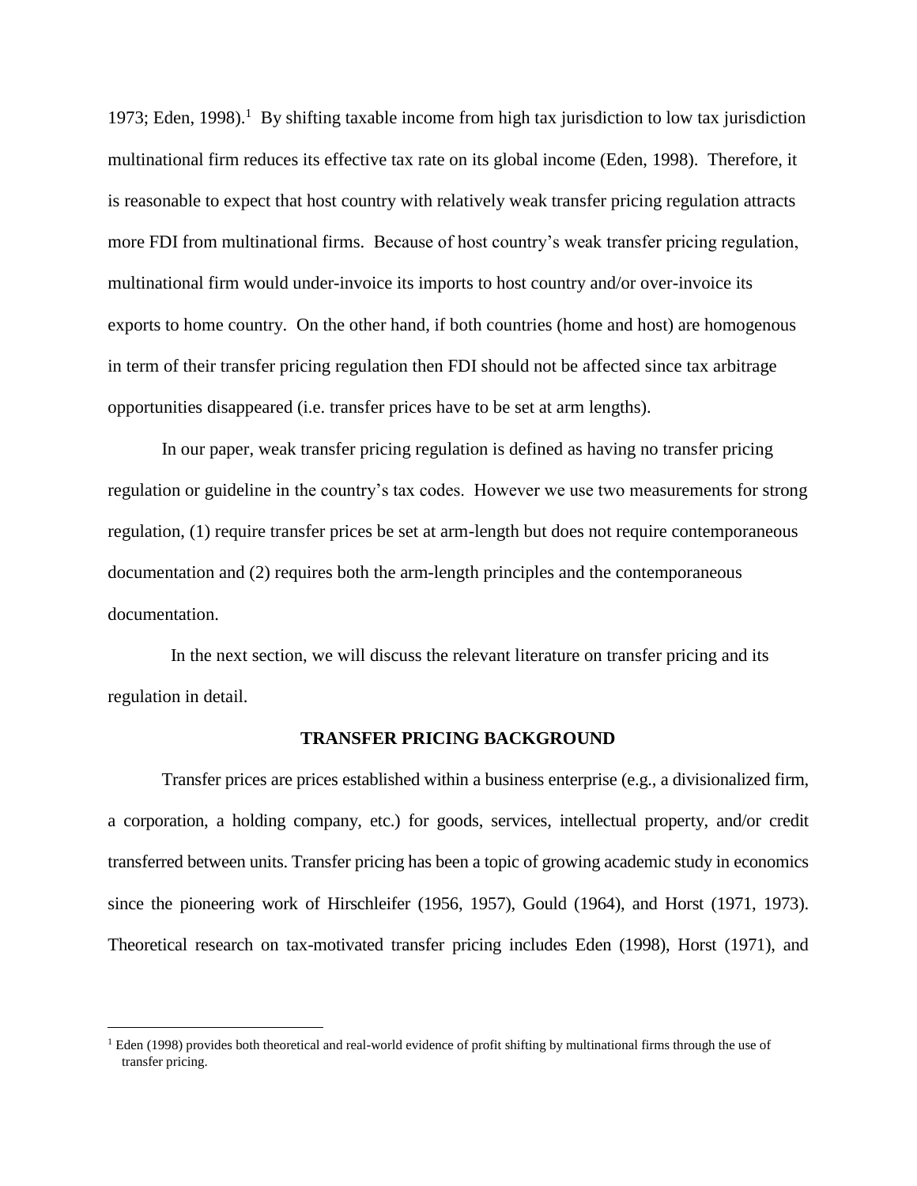1973; Eden, 1998).[1] By shifting taxable income from high tax jurisdiction to low tax jurisdiction multinational firm reduces its effective tax rate on its global income (Eden, 1998). Therefore, it is reasonable to expect that host country with relatively weak transfer pricing regulation attracts more FDI from multinational firms. Because of host country's weak transfer pricing regulation, multinational firm would under-invoice its imports to host country and/or over-invoice its exports to home country. On the other hand, if both countries (home and host) are homogenous in term of their transfer pricing regulation then FDI should not be affected since tax arbitrage opportunities disappeared (i.e. transfer prices have to be set at arm lengths).

In our paper, weak transfer pricing regulation is defined as having no transfer pricing regulation or guideline in the country's tax codes. However we use two measurements for strong regulation, (1) require transfer prices be set at arm-length but does not require contemporaneous documentation and (2) requires both the arm-length principles and the contemporaneous documentation.

In the next section, we will discuss the relevant literature on transfer pricing and its regulation in detail.

## TRANSFER PRICING BACKGROUND

Transfer prices are prices established within a business enterprise (e.g., a divisionalized firm, a corporation, a holding company, etc.) for goods, services, intellectual property, and/or credit transferred between units. Transfer pricing has been a topic of growing academic study in economics since the pioneering work of Hirschleifer (1956, 1957), Gould (1964), and Horst (1971, 1973). Theoretical research on tax-motivated transfer pricing includes Eden (1998), Horst (1971), and

[1] Eden (1998) provides both theoretical and real-world evidence of profit shifting by multinational firms through the use of transfer pricing.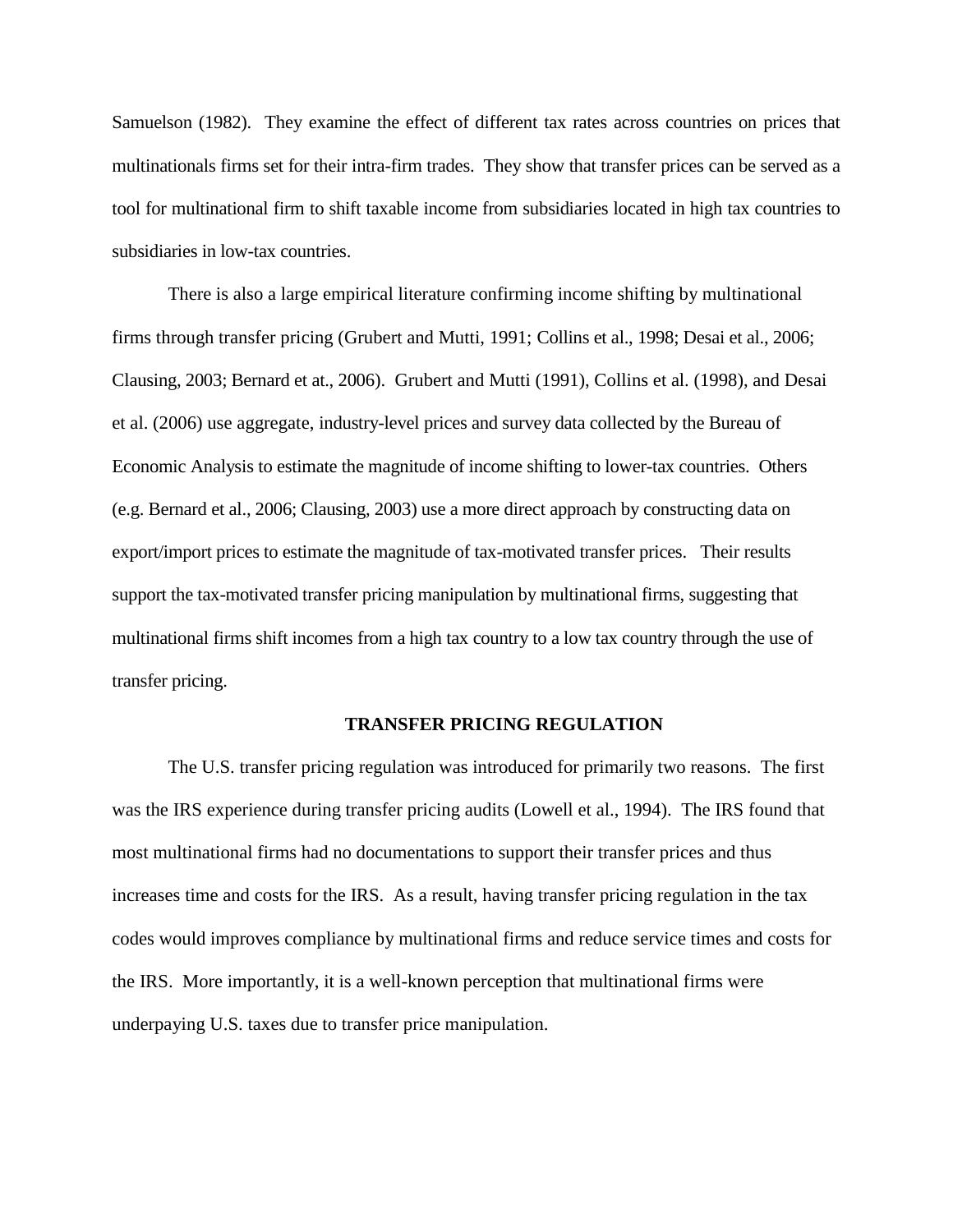Samuelson (1982). They examine the effect of different tax rates across countries on prices that multinationals firms set for their intra-firm trades. They show that transfer prices can be served as a tool for multinational firm to shift taxable income from subsidiaries located in high tax countries to subsidiaries in low-tax countries.

There is also a large empirical literature confirming income shifting by multinational firms through transfer pricing (Grubert and Mutti, 1991; Collins et al., 1998; Desai et al., 2006; Clausing, 2003; Bernard et at., 2006). Grubert and Mutti (1991), Collins et al. (1998), and Desai et al. (2006) use aggregate, industry-level prices and survey data collected by the Bureau of Economic Analysis to estimate the magnitude of income shifting to lower-tax countries. Others (e.g. Bernard et al., 2006; Clausing, 2003) use a more direct approach by constructing data on export/import prices to estimate the magnitude of tax-motivated transfer prices. Their results support the tax-motivated transfer pricing manipulation by multinational firms, suggesting that multinational firms shift incomes from a high tax country to a low tax country through the use of transfer pricing.

## TRANSFER PRICING REGULATION

The U.S. transfer pricing regulation was introduced for primarily two reasons. The first was the IRS experience during transfer pricing audits (Lowell et al., 1994). The IRS found that most multinational firms had no documentations to support their transfer prices and thus increases time and costs for the IRS. As a result, having transfer pricing regulation in the tax codes would improves compliance by multinational firms and reduce service times and costs for the IRS. More importantly, it is a well-known perception that multinational firms were underpaying U.S. taxes due to transfer price manipulation.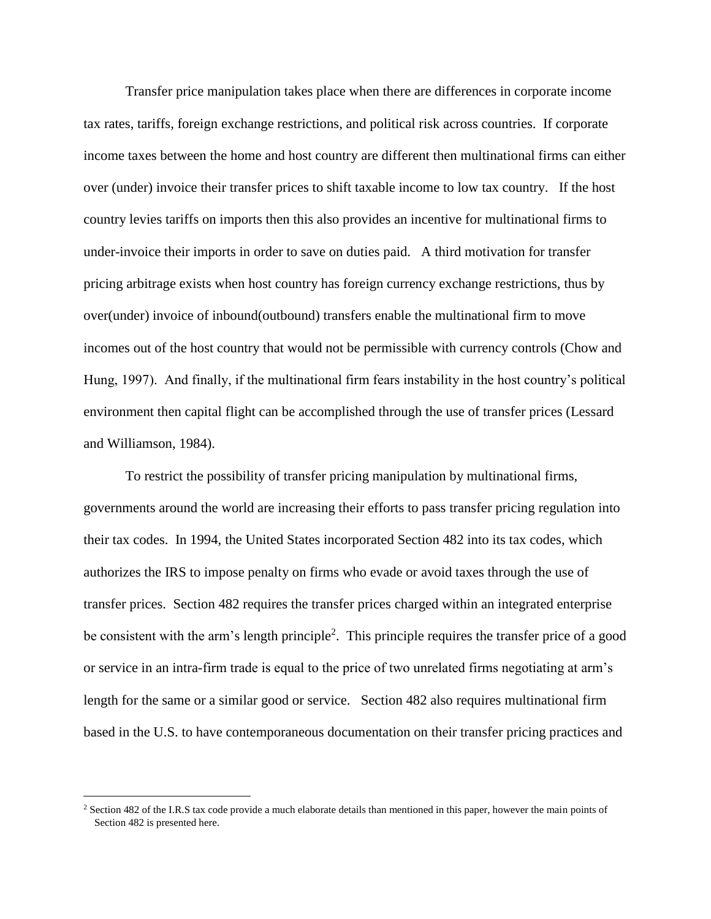Transfer price manipulation takes place when there are differences in corporate income tax rates, tariffs, foreign exchange restrictions, and political risk across countries. If corporate income taxes between the home and host country are different then multinational firms can either over (under) invoice their transfer prices to shift taxable income to low tax country. If the host country levies tariffs on imports then this also provides an incentive for multinational firms to under-invoice their imports in order to save on duties paid. A third motivation for transfer pricing arbitrage exists when host country has foreign currency exchange restrictions, thus by over(under) invoice of inbound(outbound) transfers enable the multinational firm to move incomes out of the host country that would not be permissible with currency controls (Chow and Hung, 1997). And finally, if the multinational firm fears instability in the host country's political environment then capital flight can be accomplished through the use of transfer prices (Lessard and Williamson, 1984).

To restrict the possibility of transfer pricing manipulation by multinational firms, governments around the world are increasing their efforts to pass transfer pricing regulation into their tax codes. In 1994, the United States incorporated Section 482 into its tax codes, which authorizes the IRS to impose penalty on firms who evade or avoid taxes through the use of transfer prices. Section 482 requires the transfer prices charged within an integrated enterprise be consistent with the arm's length principle[2]. This principle requires the transfer price of a good or service in an intra-firm trade is equal to the price of two unrelated firms negotiating at arm's length for the same or a similar good or service. Section 482 also requires multinational firm based in the U.S. to have contemporaneous documentation on their transfer pricing practices and

---

[2] Section 482 of the I.R.S tax code provide a much elaborate details than mentioned in this paper, however the main points of Section 482 is presented here.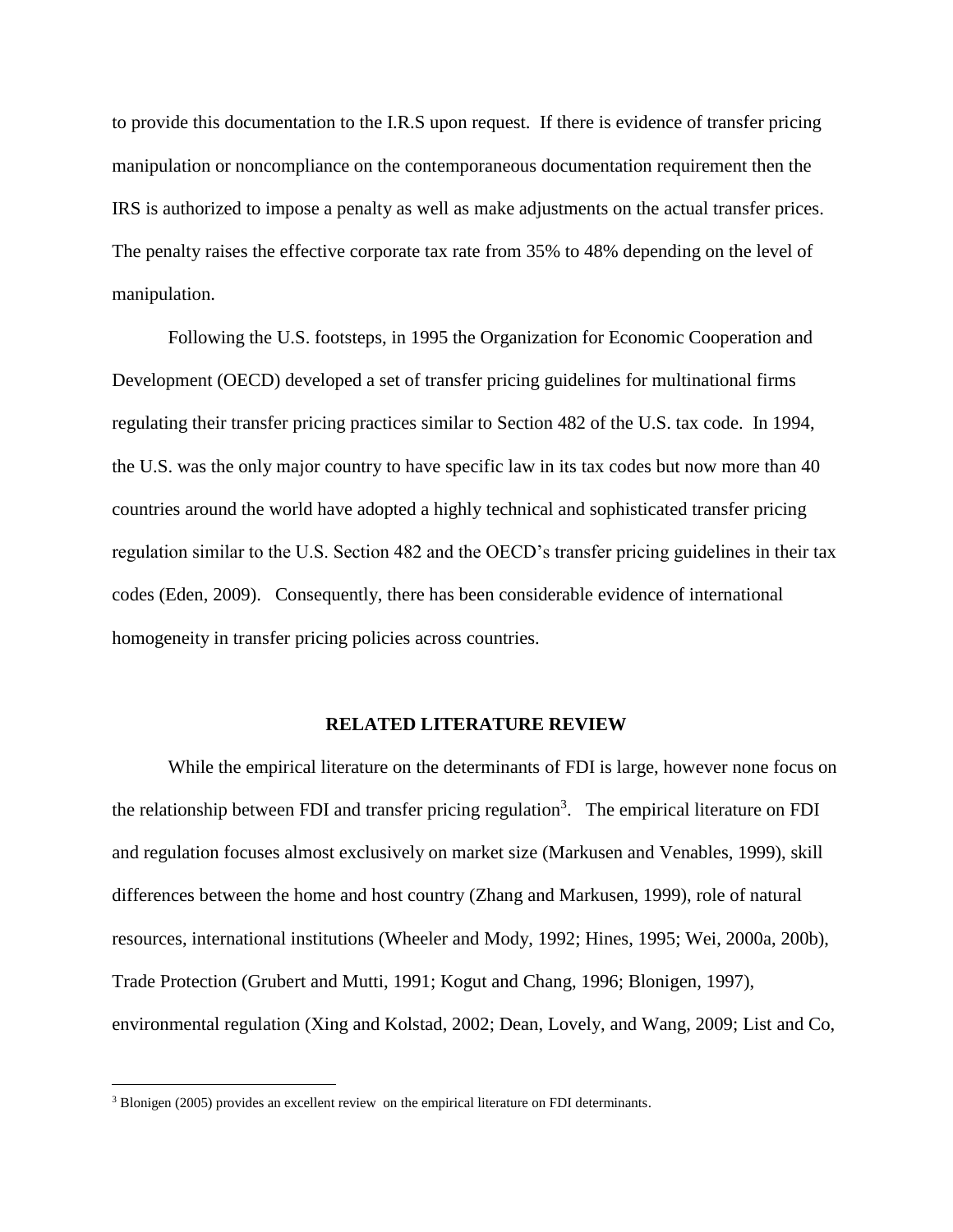to provide this documentation to the I.R.S upon request. If there is evidence of transfer pricing manipulation or noncompliance on the contemporaneous documentation requirement then the IRS is authorized to impose a penalty as well as make adjustments on the actual transfer prices. The penalty raises the effective corporate tax rate from 35% to 48% depending on the level of manipulation.

Following the U.S. footsteps, in 1995 the Organization for Economic Cooperation and Development (OECD) developed a set of transfer pricing guidelines for multinational firms regulating their transfer pricing practices similar to Section 482 of the U.S. tax code. In 1994, the U.S. was the only major country to have specific law in its tax codes but now more than 40 countries around the world have adopted a highly technical and sophisticated transfer pricing regulation similar to the U.S. Section 482 and the OECD's transfer pricing guidelines in their tax codes (Eden, 2009). Consequently, there has been considerable evidence of international homogeneity in transfer pricing policies across countries.

## RELATED LITERATURE REVIEW

While the empirical literature on the determinants of FDI is large, however none focus on the relationship between FDI and transfer pricing regulation[3]. The empirical literature on FDI and regulation focuses almost exclusively on market size (Markusen and Venables, 1999), skill differences between the home and host country (Zhang and Markusen, 1999), role of natural resources, international institutions (Wheeler and Mody, 1992; Hines, 1995; Wei, 2000a, 200b), Trade Protection (Grubert and Mutti, 1991; Kogut and Chang, 1996; Blonigen, 1997), environmental regulation (Xing and Kolstad, 2002; Dean, Lovely, and Wang, 2009; List and Co,

[3] Blonigen (2005) provides an excellent review on the empirical literature on FDI determinants.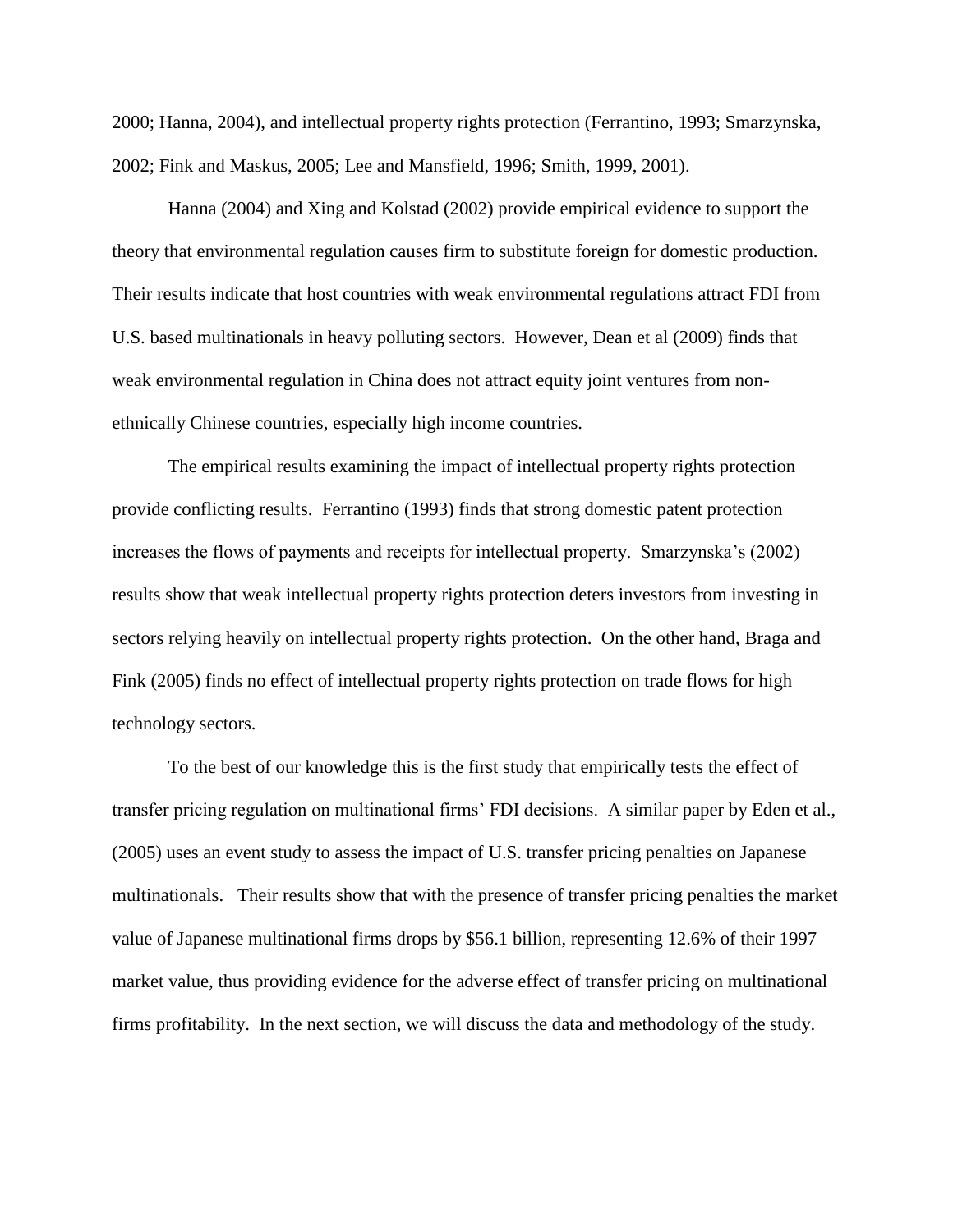2000; Hanna, 2004), and intellectual property rights protection (Ferrantino, 1993; Smarzynska, 2002; Fink and Maskus, 2005; Lee and Mansfield, 1996; Smith, 1999, 2001).

Hanna (2004) and Xing and Kolstad (2002) provide empirical evidence to support the theory that environmental regulation causes firm to substitute foreign for domestic production. Their results indicate that host countries with weak environmental regulations attract FDI from U.S. based multinationals in heavy polluting sectors. However, Dean et al (2009) finds that weak environmental regulation in China does not attract equity joint ventures from non-ethnically Chinese countries, especially high income countries.

The empirical results examining the impact of intellectual property rights protection provide conflicting results. Ferrantino (1993) finds that strong domestic patent protection increases the flows of payments and receipts for intellectual property. Smarzynska's (2002) results show that weak intellectual property rights protection deters investors from investing in sectors relying heavily on intellectual property rights protection. On the other hand, Braga and Fink (2005) finds no effect of intellectual property rights protection on trade flows for high technology sectors.

To the best of our knowledge this is the first study that empirically tests the effect of transfer pricing regulation on multinational firms' FDI decisions. A similar paper by Eden et al., (2005) uses an event study to assess the impact of U.S. transfer pricing penalties on Japanese multinationals. Their results show that with the presence of transfer pricing penalties the market value of Japanese multinational firms drops by \$56.1 billion, representing 12.6% of their 1997 market value, thus providing evidence for the adverse effect of transfer pricing on multinational firms profitability. In the next section, we will discuss the data and methodology of the study.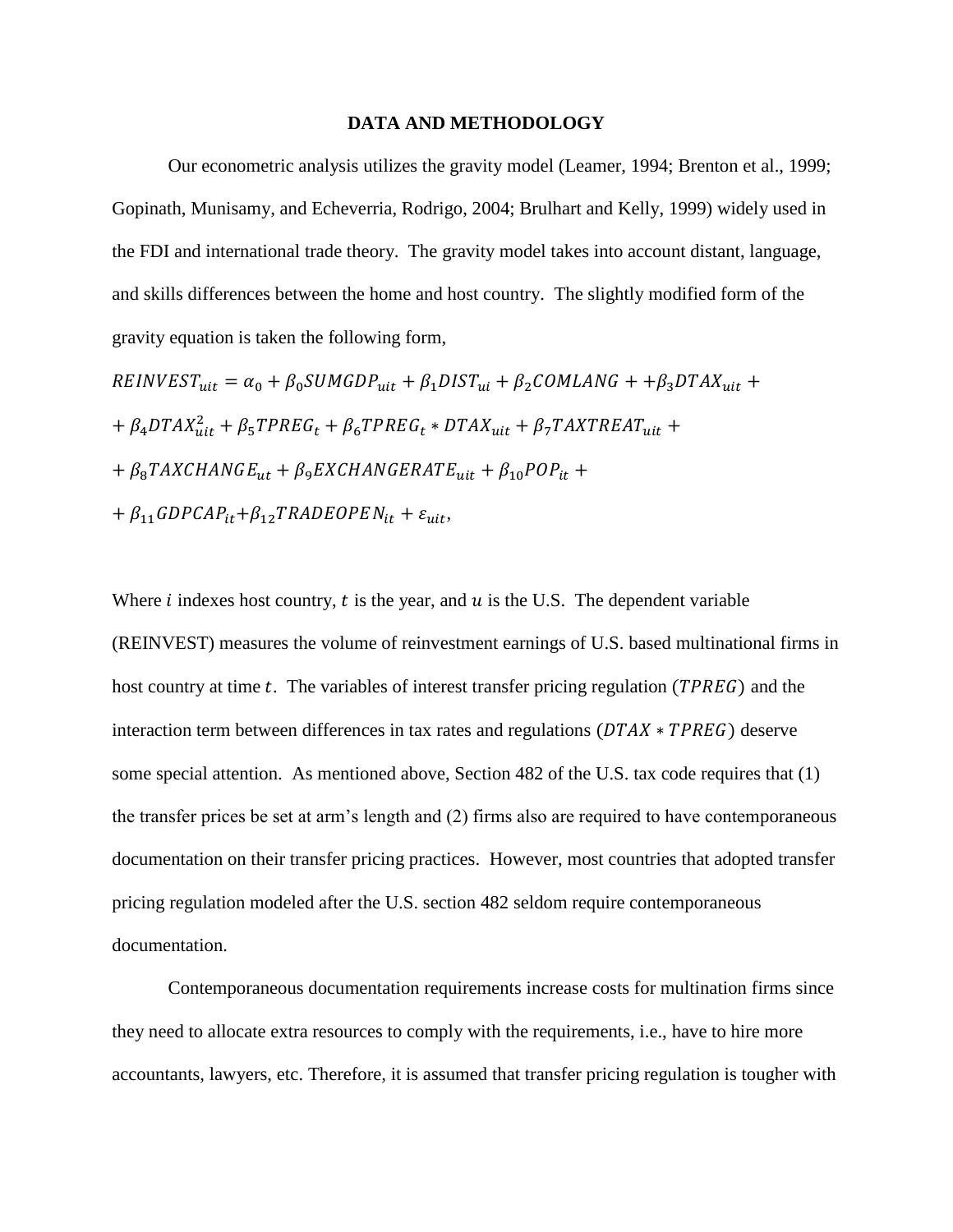## DATA AND METHODOLOGY

Our econometric analysis utilizes the gravity model (Leamer, 1994; Brenton et al., 1999; Gopinath, Munisamy, and Echeverria, Rodrigo, 2004; Brulhart and Kelly, 1999) widely used in the FDI and international trade theory. The gravity model takes into account distant, language, and skills differences between the home and host country. The slightly modified form of the gravity equation is taken the following form,

$$
\begin{aligned}
REINVEST_{uit} = \alpha_0 + \beta_0 SUMGDP_{uit} + \beta_1 DIST_{ui} + \beta_2 COMLANG + + \beta_3 DTAX_{uit} + \\
+ \beta_4 DTAX_{uit}^2 + \beta_5 TPREG_t + \beta_6 TPREG_t * DTAX_{uit} + \beta_7 TAXTREAT_{uit} + \\
+ \beta_8 TAXCHANGE_{ut} + \beta_9 EXCHANGERATE_{uit} + \beta_{10} POP_{it} + \\
+ \beta_{11} GDPCAP_{it} + \beta_{12} TRADEOPEN_{it} + \varepsilon_{uit},
\end{aligned}
$$

Where $i$ indexes host country, $t$ is the year, and $u$ is the U.S. The dependent variable (REINVEST) measures the volume of reinvestment earnings of U.S. based multinational firms in host country at time $t$. The variables of interest transfer pricing regulation ($TPREG$) and the interaction term between differences in tax rates and regulations ($DTAX * TPREG$) deserve some special attention. As mentioned above, Section 482 of the U.S. tax code requires that (1) the transfer prices be set at arm's length and (2) firms also are required to have contemporaneous documentation on their transfer pricing practices. However, most countries that adopted transfer pricing regulation modeled after the U.S. section 482 seldom require contemporaneous documentation.

Contemporaneous documentation requirements increase costs for multination firms since they need to allocate extra resources to comply with the requirements, i.e., have to hire more accountants, lawyers, etc. Therefore, it is assumed that transfer pricing regulation is tougher with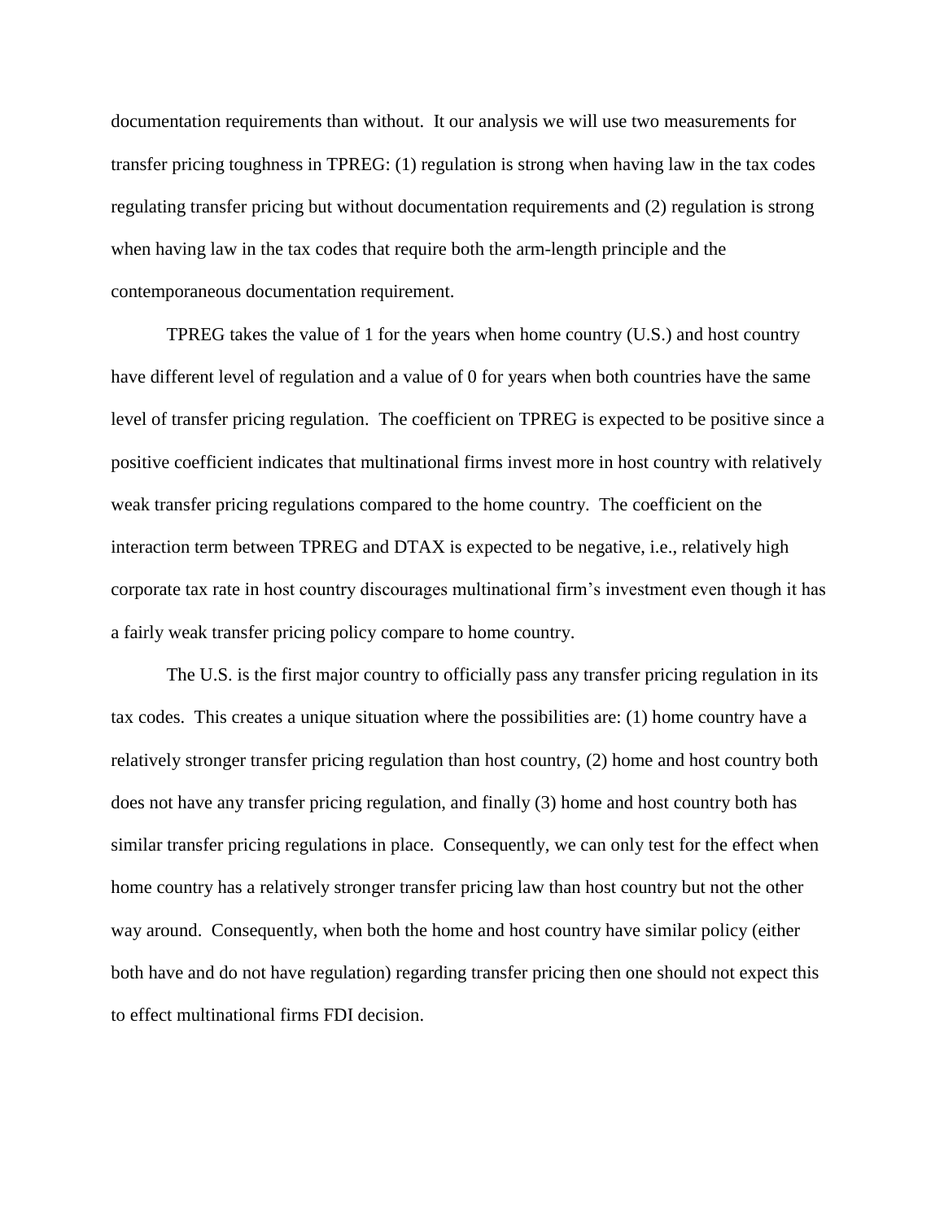documentation requirements than without. It our analysis we will use two measurements for transfer pricing toughness in TPREG: (1) regulation is strong when having law in the tax codes regulating transfer pricing but without documentation requirements and (2) regulation is strong when having law in the tax codes that require both the arm-length principle and the contemporaneous documentation requirement.

TPREG takes the value of 1 for the years when home country (U.S.) and host country have different level of regulation and a value of 0 for years when both countries have the same level of transfer pricing regulation. The coefficient on TPREG is expected to be positive since a positive coefficient indicates that multinational firms invest more in host country with relatively weak transfer pricing regulations compared to the home country. The coefficient on the interaction term between TPREG and DTAX is expected to be negative, i.e., relatively high corporate tax rate in host country discourages multinational firm's investment even though it has a fairly weak transfer pricing policy compare to home country.

The U.S. is the first major country to officially pass any transfer pricing regulation in its tax codes. This creates a unique situation where the possibilities are: (1) home country have a relatively stronger transfer pricing regulation than host country, (2) home and host country both does not have any transfer pricing regulation, and finally (3) home and host country both has similar transfer pricing regulations in place. Consequently, we can only test for the effect when home country has a relatively stronger transfer pricing law than host country but not the other way around. Consequently, when both the home and host country have similar policy (either both have and do not have regulation) regarding transfer pricing then one should not expect this to effect multinational firms FDI decision.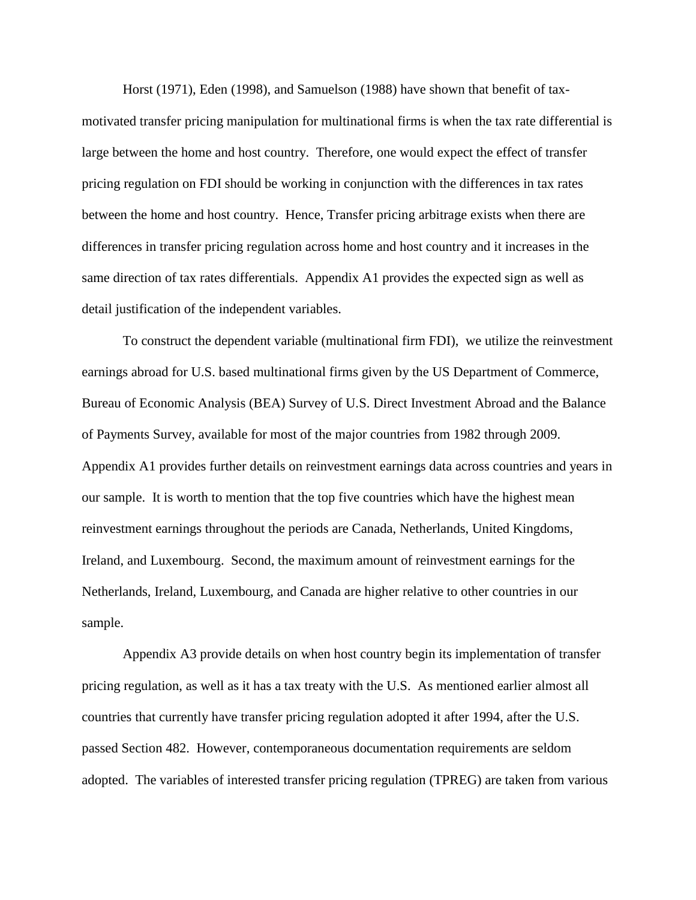Horst (1971), Eden (1998), and Samuelson (1988) have shown that benefit of tax-motivated transfer pricing manipulation for multinational firms is when the tax rate differential is large between the home and host country. Therefore, one would expect the effect of transfer pricing regulation on FDI should be working in conjunction with the differences in tax rates between the home and host country. Hence, Transfer pricing arbitrage exists when there are differences in transfer pricing regulation across home and host country and it increases in the same direction of tax rates differentials. Appendix A1 provides the expected sign as well as detail justification of the independent variables.

To construct the dependent variable (multinational firm FDI), we utilize the reinvestment earnings abroad for U.S. based multinational firms given by the US Department of Commerce, Bureau of Economic Analysis (BEA) Survey of U.S. Direct Investment Abroad and the Balance of Payments Survey, available for most of the major countries from 1982 through 2009. Appendix A1 provides further details on reinvestment earnings data across countries and years in our sample. It is worth to mention that the top five countries which have the highest mean reinvestment earnings throughout the periods are Canada, Netherlands, United Kingdoms, Ireland, and Luxembourg. Second, the maximum amount of reinvestment earnings for the Netherlands, Ireland, Luxembourg, and Canada are higher relative to other countries in our sample.

Appendix A3 provide details on when host country begin its implementation of transfer pricing regulation, as well as it has a tax treaty with the U.S. As mentioned earlier almost all countries that currently have transfer pricing regulation adopted it after 1994, after the U.S. passed Section 482. However, contemporaneous documentation requirements are seldom adopted. The variables of interested transfer pricing regulation (TPREG) are taken from various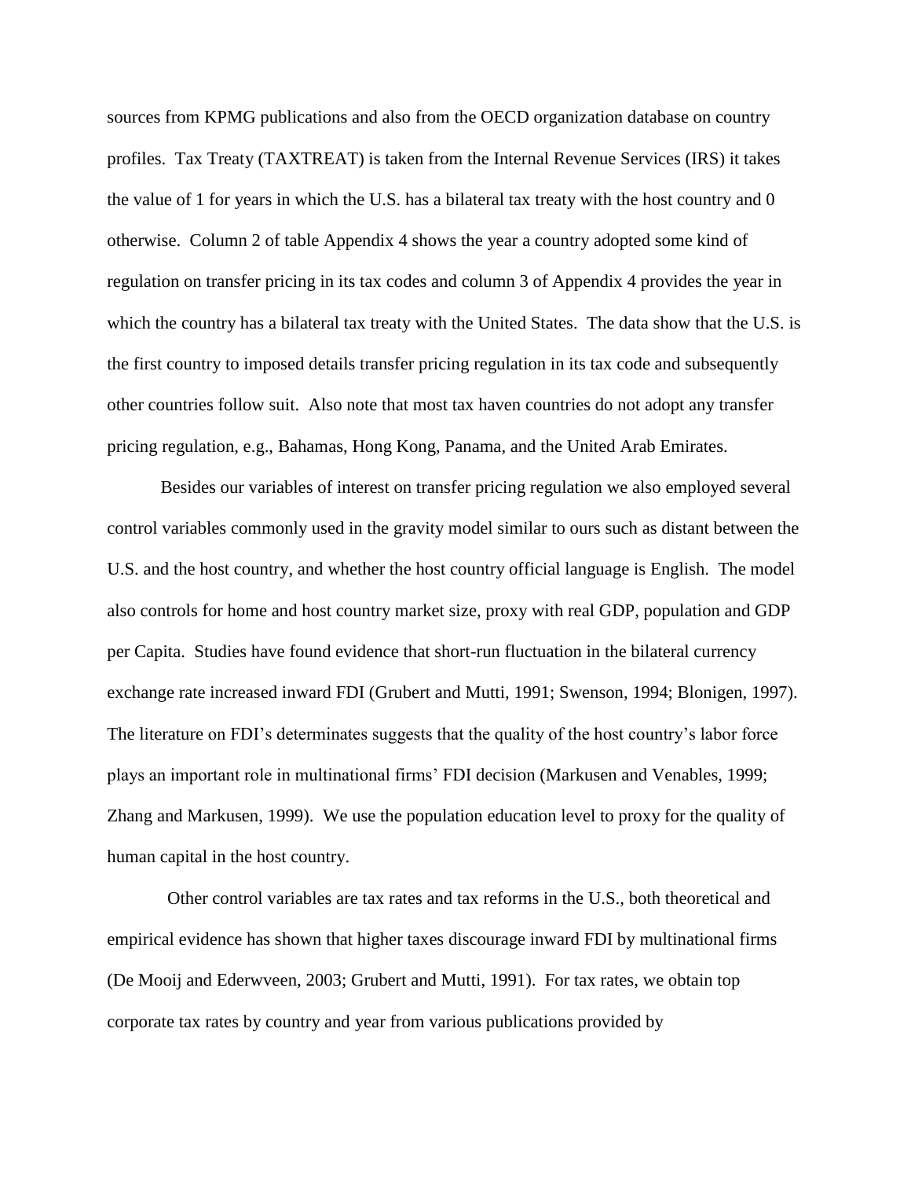sources from KPMG publications and also from the OECD organization database on country profiles. Tax Treaty (TAXTREAT) is taken from the Internal Revenue Services (IRS) it takes the value of 1 for years in which the U.S. has a bilateral tax treaty with the host country and 0 otherwise. Column 2 of table Appendix 4 shows the year a country adopted some kind of regulation on transfer pricing in its tax codes and column 3 of Appendix 4 provides the year in which the country has a bilateral tax treaty with the United States. The data show that the U.S. is the first country to imposed details transfer pricing regulation in its tax code and subsequently other countries follow suit. Also note that most tax haven countries do not adopt any transfer pricing regulation, e.g., Bahamas, Hong Kong, Panama, and the United Arab Emirates.

Besides our variables of interest on transfer pricing regulation we also employed several control variables commonly used in the gravity model similar to ours such as distant between the U.S. and the host country, and whether the host country official language is English. The model also controls for home and host country market size, proxy with real GDP, population and GDP per Capita. Studies have found evidence that short-run fluctuation in the bilateral currency exchange rate increased inward FDI (Grubert and Mutti, 1991; Swenson, 1994; Blonigen, 1997). The literature on FDI's determinates suggests that the quality of the host country's labor force plays an important role in multinational firms' FDI decision (Markusen and Venables, 1999; Zhang and Markusen, 1999). We use the population education level to proxy for the quality of human capital in the host country.

Other control variables are tax rates and tax reforms in the U.S., both theoretical and empirical evidence has shown that higher taxes discourage inward FDI by multinational firms (De Mooij and Ederwveen, 2003; Grubert and Mutti, 1991). For tax rates, we obtain top corporate tax rates by country and year from various publications provided by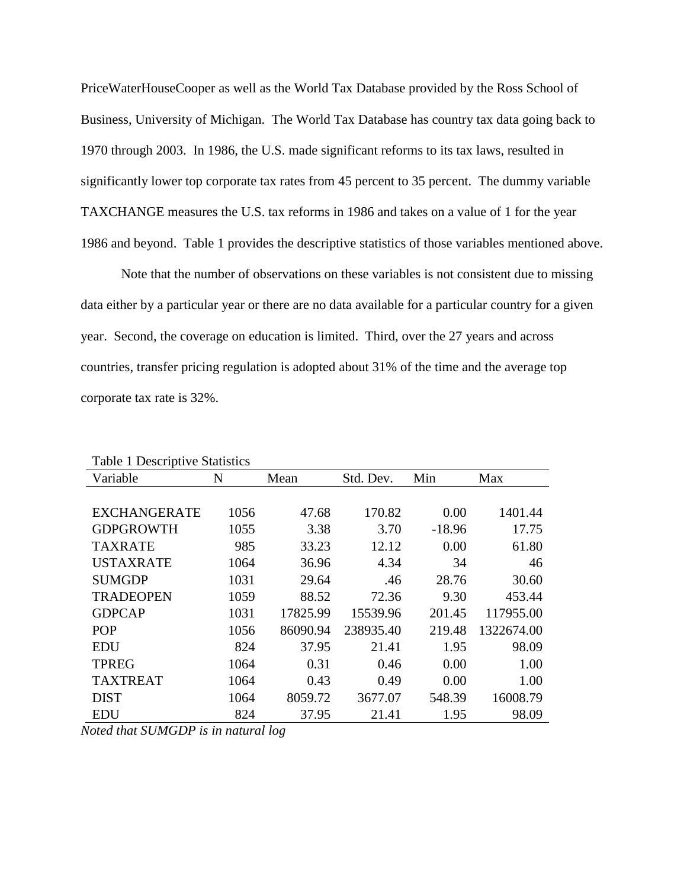PriceWaterHouseCooper as well as the World Tax Database provided by the Ross School of Business, University of Michigan. The World Tax Database has country tax data going back to 1970 through 2003. In 1986, the U.S. made significant reforms to its tax laws, resulted in significantly lower top corporate tax rates from 45 percent to 35 percent. The dummy variable TAXCHANGE measures the U.S. tax reforms in 1986 and takes on a value of 1 for the year 1986 and beyond. Table 1 provides the descriptive statistics of those variables mentioned above.

Note that the number of observations on these variables is not consistent due to missing data either by a particular year or there are no data available for a particular country for a given year. Second, the coverage on education is limited. Third, over the 27 years and across countries, transfer pricing regulation is adopted about 31% of the time and the average top corporate tax rate is 32%.

Table 1 Descriptive Statistics

| Variable | N | Mean | Std. Dev. | Min | Max |
|---|---|---|---|---|---|
| EXCHANGERATE | 1056 | 47.68 | 170.82 | 0.00 | 1401.44 |
| GDPGROWTH | 1055 | 3.38 | 3.70 | -18.96 | 17.75 |
| TAXRATE | 985 | 33.23 | 12.12 | 0.00 | 61.80 |
| USTAXRATE | 1064 | 36.96 | 4.34 | 34 | 46 |
| SUMGDP | 1031 | 29.64 | .46 | 28.76 | 30.60 |
| TRADEOPEN | 1059 | 88.52 | 72.36 | 9.30 | 453.44 |
| GDPCAP | 1031 | 17825.99 | 15539.96 | 201.45 | 117955.00 |
| POP | 1056 | 86090.94 | 238935.40 | 219.48 | 1322674.00 |
| EDU | 824 | 37.95 | 21.41 | 1.95 | 98.09 |
| TPREG | 1064 | 0.31 | 0.46 | 0.00 | 1.00 |
| TAXTREAT | 1064 | 0.43 | 0.49 | 0.00 | 1.00 |
| DIST | 1064 | 8059.72 | 3677.07 | 548.39 | 16008.79 |
| EDU | 824 | 37.95 | 21.41 | 1.95 | 98.09 |

*Noted that SUMGDP is in natural log*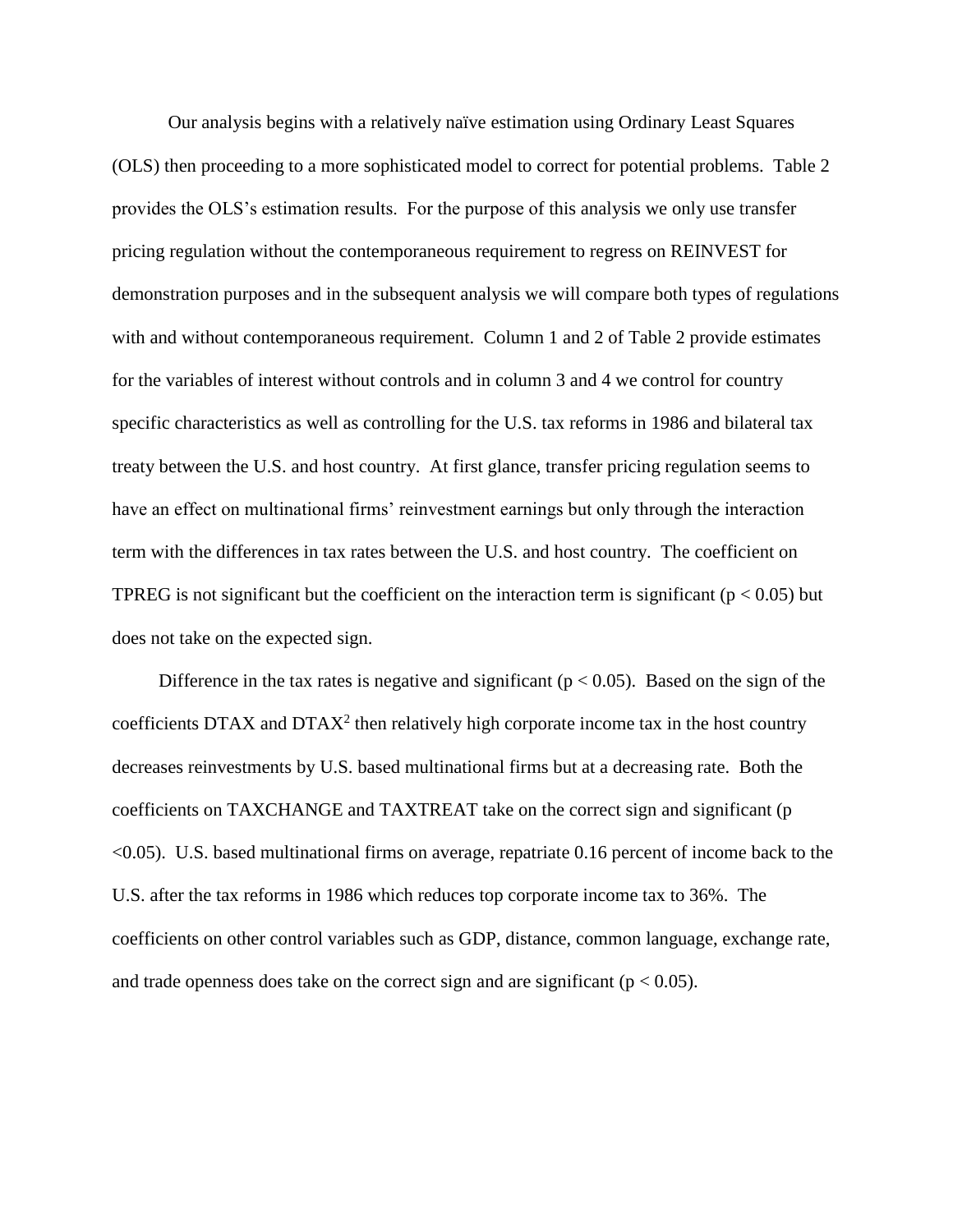Our analysis begins with a relatively naïve estimation using Ordinary Least Squares (OLS) then proceeding to a more sophisticated model to correct for potential problems. Table 2 provides the OLS's estimation results. For the purpose of this analysis we only use transfer pricing regulation without the contemporaneous requirement to regress on REINVEST for demonstration purposes and in the subsequent analysis we will compare both types of regulations with and without contemporaneous requirement. Column 1 and 2 of Table 2 provide estimates for the variables of interest without controls and in column 3 and 4 we control for country specific characteristics as well as controlling for the U.S. tax reforms in 1986 and bilateral tax treaty between the U.S. and host country. At first glance, transfer pricing regulation seems to have an effect on multinational firms' reinvestment earnings but only through the interaction term with the differences in tax rates between the U.S. and host country. The coefficient on TPREG is not significant but the coefficient on the interaction term is significant ($p < 0.05$) but does not take on the expected sign.

Difference in the tax rates is negative and significant ($p < 0.05$). Based on the sign of the coefficients DTAX and $DTAX^2$ then relatively high corporate income tax in the host country decreases reinvestments by U.S. based multinational firms but at a decreasing rate. Both the coefficients on TAXCHANGE and TAXTREAT take on the correct sign and significant ($p < 0.05$). U.S. based multinational firms on average, repatriate 0.16 percent of income back to the U.S. after the tax reforms in 1986 which reduces top corporate income tax to 36%. The coefficients on other control variables such as GDP, distance, common language, exchange rate, and trade openness does take on the correct sign and are significant ($p < 0.05$).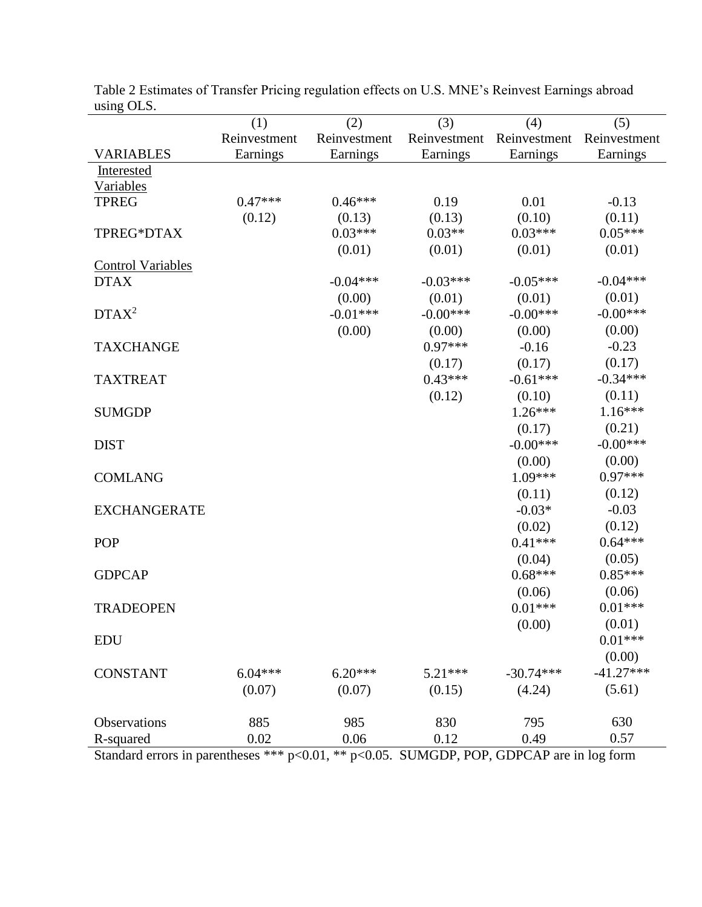Table 2 Estimates of Transfer Pricing regulation effects on U.S. MNE's Reinvest Earnings abroad using OLS.

| VARIABLES | (1) Reinvestment Earnings | (2) Reinvestment Earnings | (3) Reinvestment Earnings | (4) Reinvestment Earnings | (5) Reinvestment Earnings |
|---|---|---|---|---|---|
| Interested Variables | | | | | |
| TPREG | 0.47*** | 0.46*** | 0.19 | 0.01 | -0.13 |
| | (0.12) | (0.13) | (0.13) | (0.10) | (0.11) |
| TPREG*DTAX | | 0.03*** | 0.03** | 0.03*** | 0.05*** |
| | | (0.01) | (0.01) | (0.01) | (0.01) |
| Control Variables | | | | | |
| DTAX | | -0.04*** | -0.03*** | -0.05*** | -0.04*** |
| | | (0.00) | (0.01) | (0.01) | (0.01) |
| $DTAX^2$ | | -0.01*** | -0.00*** | -0.00*** | -0.00*** |
| | | (0.00) | (0.00) | (0.00) | (0.00) |
| TAXCHANGE | | | 0.97*** | -0.16 | -0.23 |
| | | | (0.17) | (0.17) | (0.17) |
| TAXTREAT | | | 0.43*** | -0.61*** | -0.34*** |
| | | | (0.12) | (0.10) | (0.11) |
| SUMGDP | | | | 1.26*** | 1.16*** |
| | | | | (0.17) | (0.21) |
| DIST | | | | -0.00*** | -0.00*** |
| | | | | (0.00) | (0.00) |
| COMLANG | | | | 1.09*** | 0.97*** |
| | | | | (0.11) | (0.12) |
| EXCHANGERATE | | | | -0.03* | -0.03 |
| | | | | (0.02) | (0.12) |
| POP | | | | 0.41*** | 0.64*** |
| | | | | (0.04) | (0.05) |
| GDPCAP | | | | 0.68*** | 0.85*** |
| | | | | (0.06) | (0.06) |
| TRADEOPEN | | | | 0.01*** | 0.01*** |
| | | | | (0.00) | (0.01) |
| EDU | | | | | 0.01*** |
| | | | | | (0.00) |
| CONSTANT | 6.04*** | 6.20*** | 5.21*** | -30.74*** | -41.27*** |
| | (0.07) | (0.07) | (0.15) | (4.24) | (5.61) |
| Observations | 885 | 985 | 830 | 795 | 630 |
| R-squared | 0.02 | 0.06 | 0.12 | 0.49 | 0.57 |

Standard errors in parentheses *** $p<0.01$, ** $p<0.05$. SUMGDP, POP, GDPCAP are in log form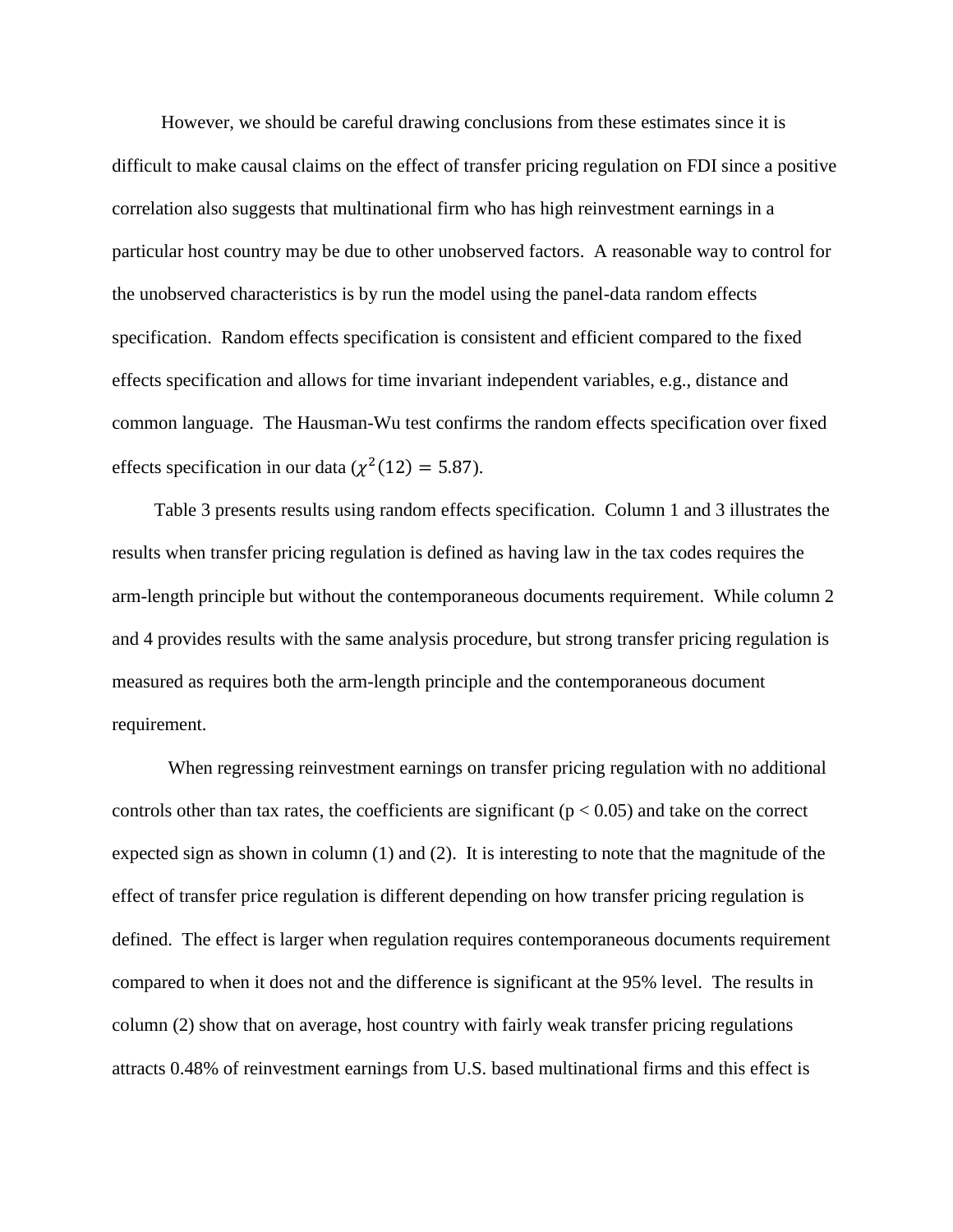However, we should be careful drawing conclusions from these estimates since it is difficult to make causal claims on the effect of transfer pricing regulation on FDI since a positive correlation also suggests that multinational firm who has high reinvestment earnings in a particular host country may be due to other unobserved factors. A reasonable way to control for the unobserved characteristics is by run the model using the panel-data random effects specification. Random effects specification is consistent and efficient compared to the fixed effects specification and allows for time invariant independent variables, e.g., distance and common language. The Hausman-Wu test confirms the random effects specification over fixed effects specification in our data ($\chi^2(12) = 5.87$).

Table 3 presents results using random effects specification. Column 1 and 3 illustrates the results when transfer pricing regulation is defined as having law in the tax codes requires the arm-length principle but without the contemporaneous documents requirement. While column 2 and 4 provides results with the same analysis procedure, but strong transfer pricing regulation is measured as requires both the arm-length principle and the contemporaneous document requirement.

When regressing reinvestment earnings on transfer pricing regulation with no additional controls other than tax rates, the coefficients are significant ($p < 0.05$) and take on the correct expected sign as shown in column (1) and (2). It is interesting to note that the magnitude of the effect of transfer price regulation is different depending on how transfer pricing regulation is defined. The effect is larger when regulation requires contemporaneous documents requirement compared to when it does not and the difference is significant at the 95% level. The results in column (2) show that on average, host country with fairly weak transfer pricing regulations attracts 0.48% of reinvestment earnings from U.S. based multinational firms and this effect is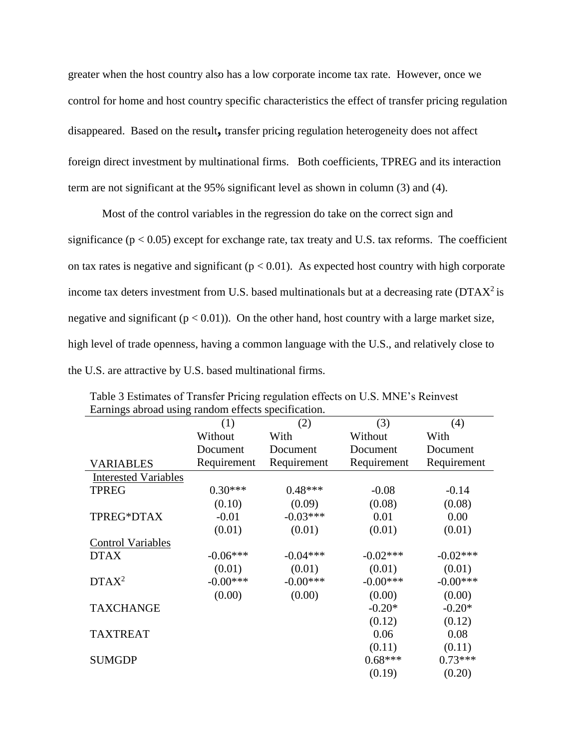greater when the host country also has a low corporate income tax rate. However, once we control for home and host country specific characteristics the effect of transfer pricing regulation disappeared. Based on the result**,** transfer pricing regulation heterogeneity does not affect foreign direct investment by multinational firms. Both coefficients, TPREG and its interaction term are not significant at the 95% significant level as shown in column (3) and (4).

Most of the control variables in the regression do take on the correct sign and significance ($p < 0.05$) except for exchange rate, tax treaty and U.S. tax reforms. The coefficient on tax rates is negative and significant ($p < 0.01$). As expected host country with high corporate income tax deters investment from U.S. based multinationals but at a decreasing rate ($DTAX^2$ is negative and significant ($p < 0.01$)). On the other hand, host country with a large market size, high level of trade openness, having a common language with the U.S., and relatively close to the U.S. are attractive by U.S. based multinational firms.

Table 3 Estimates of Transfer Pricing regulation effects on U.S. MNE's Reinvest Earnings abroad using random effects specification.

| VARIABLES | (1) Without Document Requirement | (2) With Document Requirement | (3) Without Document Requirement | (4) With Document Requirement |
|---|---|---|---|---|
| Interested Variables | | | | |
| TPREG | 0.30*** | 0.48*** | -0.08 | -0.14 |
| | (0.10) | (0.09) | (0.08) | (0.08) |
| TPREG*DTAX | -0.01 | -0.03*** | 0.01 | 0.00 |
| | (0.01) | (0.01) | (0.01) | (0.01) |
| Control Variables | | | | |
| DTAX | -0.06*** | -0.04*** | -0.02*** | -0.02*** |
| | (0.01) | (0.01) | (0.01) | (0.01) |
| $DTAX^2$ | -0.00*** | -0.00*** | -0.00*** | -0.00*** |
| | (0.00) | (0.00) | (0.00) | (0.00) |
| TAXCHANGE | | | -0.20* | -0.20* |
| | | | (0.12) | (0.12) |
| TAXTREAT | | | 0.06 | 0.08 |
| | | | (0.11) | (0.11) |
| SUMGDP | | | 0.68*** | 0.73*** |
| | | | (0.19) | (0.20) |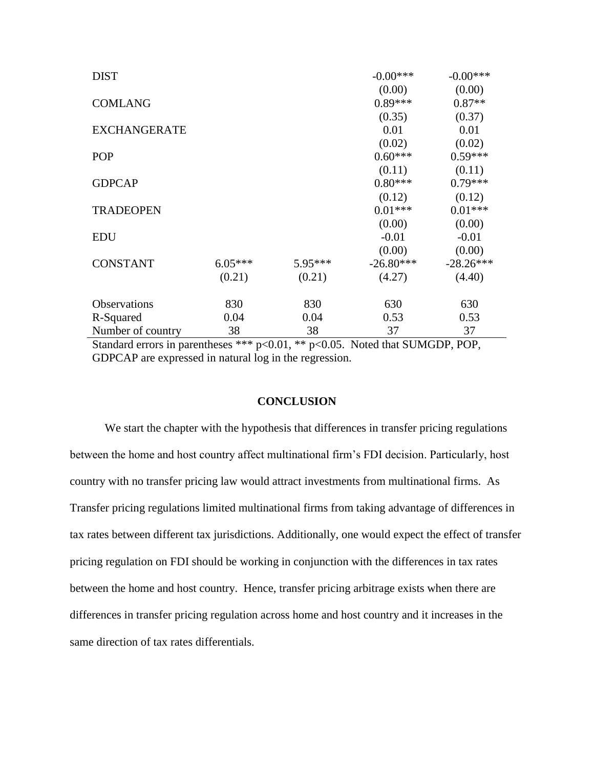| | | | | |
|---|---|---|---|---|
| DIST | | | -0.00*** | -0.00*** |
| | | | (0.00) | (0.00) |
| COMLANG | | | 0.89*** | 0.87** |
| | | | (0.35) | (0.37) |
| EXCHANGERATE | | | 0.01 | 0.01 |
| | | | (0.02) | (0.02) |
| POP | | | 0.60*** | 0.59*** |
| | | | (0.11) | (0.11) |
| GDPCAP | | | 0.80*** | 0.79*** |
| | | | (0.12) | (0.12) |
| TRADEOPEN | | | 0.01*** | 0.01*** |
| | | | (0.00) | (0.00) |
| EDU | | | -0.01 | -0.01 |
| | | | (0.00) | (0.00) |
| CONSTANT | 6.05*** | 5.95*** | -26.80*** | -28.26*** |
| | (0.21) | (0.21) | (4.27) | (4.40) |
| Observations | 830 | 830 | 630 | 630 |
| R-Squared | 0.04 | 0.04 | 0.53 | 0.53 |
| Number of country | 38 | 38 | 37 | 37 |

Standard errors in parentheses *** p<0.01, ** p<0.05. Noted that SUMGDP, POP, GDPCAP are expressed in natural log in the regression.

## CONCLUSION

We start the chapter with the hypothesis that differences in transfer pricing regulations between the home and host country affect multinational firm's FDI decision. Particularly, host country with no transfer pricing law would attract investments from multinational firms. As Transfer pricing regulations limited multinational firms from taking advantage of differences in tax rates between different tax jurisdictions. Additionally, one would expect the effect of transfer pricing regulation on FDI should be working in conjunction with the differences in tax rates between the home and host country. Hence, transfer pricing arbitrage exists when there are differences in transfer pricing regulation across home and host country and it increases in the same direction of tax rates differentials.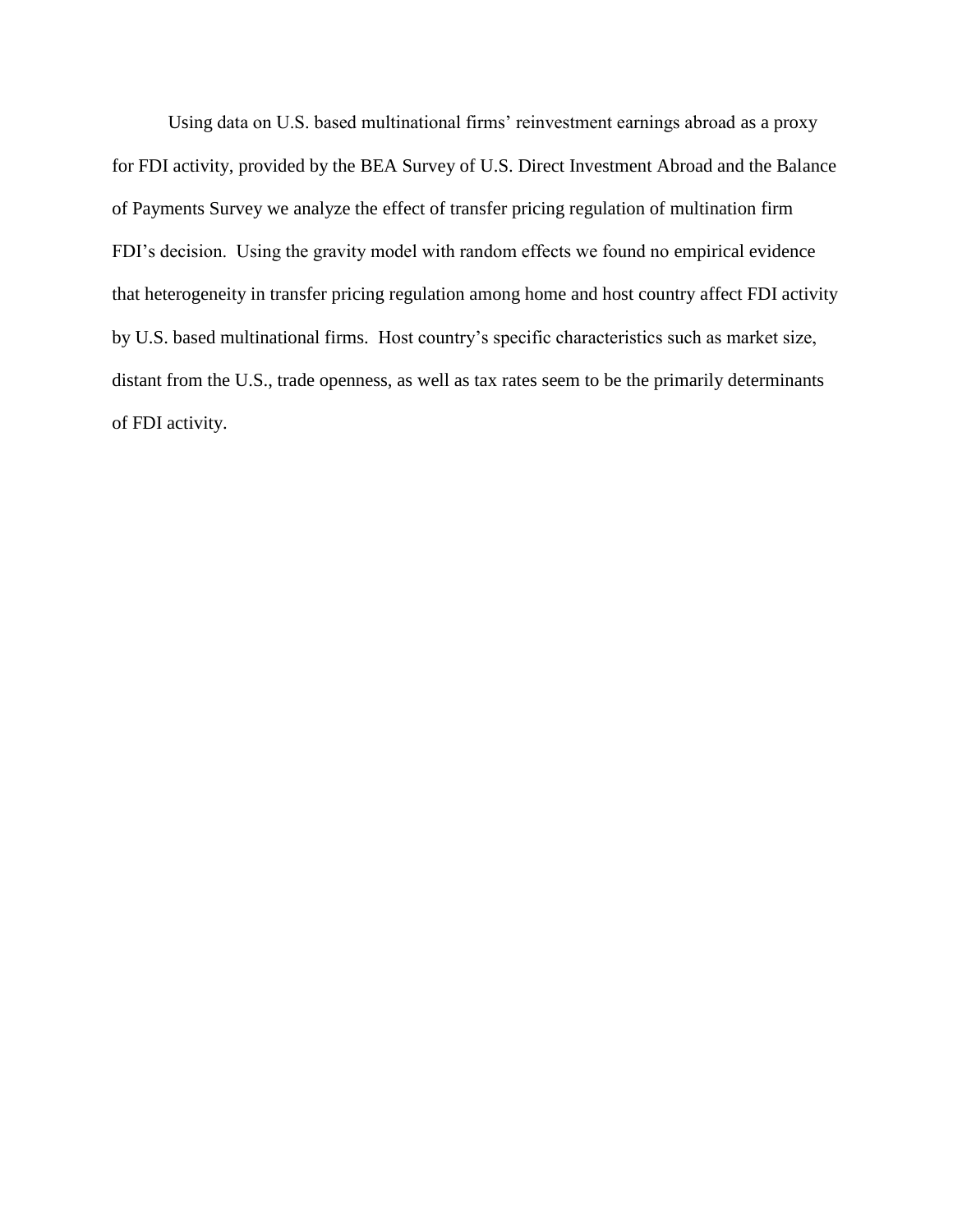Using data on U.S. based multinational firms' reinvestment earnings abroad as a proxy for FDI activity, provided by the BEA Survey of U.S. Direct Investment Abroad and the Balance of Payments Survey we analyze the effect of transfer pricing regulation of multination firm FDI's decision. Using the gravity model with random effects we found no empirical evidence that heterogeneity in transfer pricing regulation among home and host country affect FDI activity by U.S. based multinational firms. Host country's specific characteristics such as market size, distant from the U.S., trade openness, as well as tax rates seem to be the primarily determinants of FDI activity.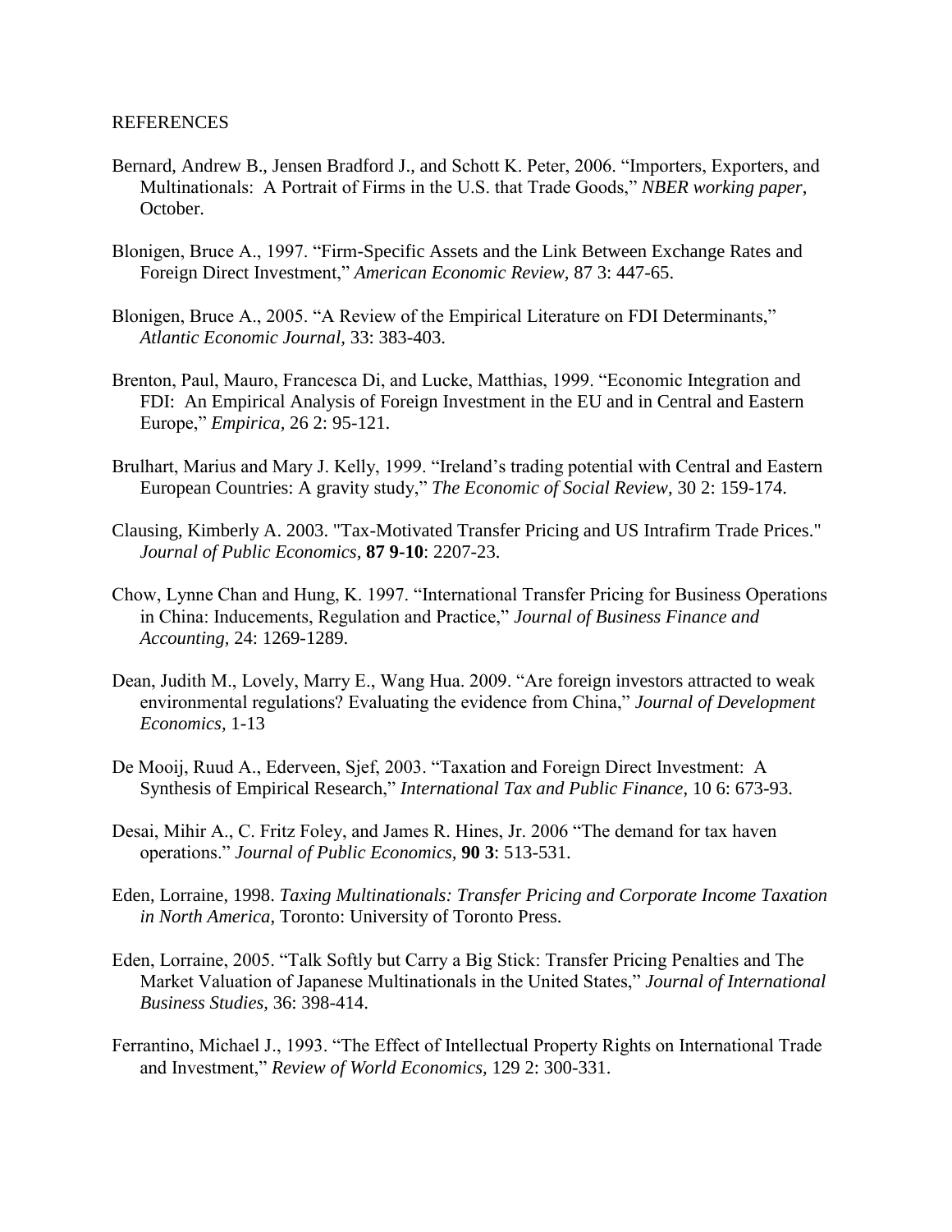REFERENCES

Bernard, Andrew B., Jensen Bradford J., and Schott K. Peter, 2006. "Importers, Exporters, and Multinationals: A Portrait of Firms in the U.S. that Trade Goods," *NBER working paper*, October.

Blonigen, Bruce A., 1997. "Firm-Specific Assets and the Link Between Exchange Rates and Foreign Direct Investment," *American Economic Review,* 87 3: 447-65.

Blonigen, Bruce A., 2005. "A Review of the Empirical Literature on FDI Determinants," *Atlantic Economic Journal,* 33: 383-403.

Brenton, Paul, Mauro, Francesca Di, and Lucke, Matthias, 1999. "Economic Integration and FDI: An Empirical Analysis of Foreign Investment in the EU and in Central and Eastern Europe," *Empirica,* 26 2: 95-121.

Brulhart, Marius and Mary J. Kelly, 1999. "Ireland's trading potential with Central and Eastern European Countries: A gravity study," *The Economic of Social Review,* 30 2: 159-174.

Clausing, Kimberly A. 2003. "Tax-Motivated Transfer Pricing and US Intrafirm Trade Prices." *Journal of Public Economics,* **87 9-10**: 2207-23.

Chow, Lynne Chan and Hung, K. 1997. "International Transfer Pricing for Business Operations in China: Inducements, Regulation and Practice," *Journal of Business Finance and Accounting,* 24: 1269-1289.

Dean, Judith M., Lovely, Marry E., Wang Hua. 2009. "Are foreign investors attracted to weak environmental regulations? Evaluating the evidence from China," *Journal of Development Economics,* 1-13

De Mooij, Ruud A., Ederveen, Sjef, 2003. "Taxation and Foreign Direct Investment: A Synthesis of Empirical Research," *International Tax and Public Finance,* 10 6: 673-93.

Desai, Mihir A., C. Fritz Foley, and James R. Hines, Jr. 2006 "The demand for tax haven operations." *Journal of Public Economics,* **90 3**: 513-531.

Eden, Lorraine, 1998. *Taxing Multinationals: Transfer Pricing and Corporate Income Taxation in North America*, Toronto: University of Toronto Press.

Eden, Lorraine, 2005. "Talk Softly but Carry a Big Stick: Transfer Pricing Penalties and The Market Valuation of Japanese Multinationals in the United States," *Journal of International Business Studies,* 36: 398-414.

Ferrantino, Michael J., 1993. "The Effect of Intellectual Property Rights on International Trade and Investment," *Review of World Economics,* 129 2: 300-331.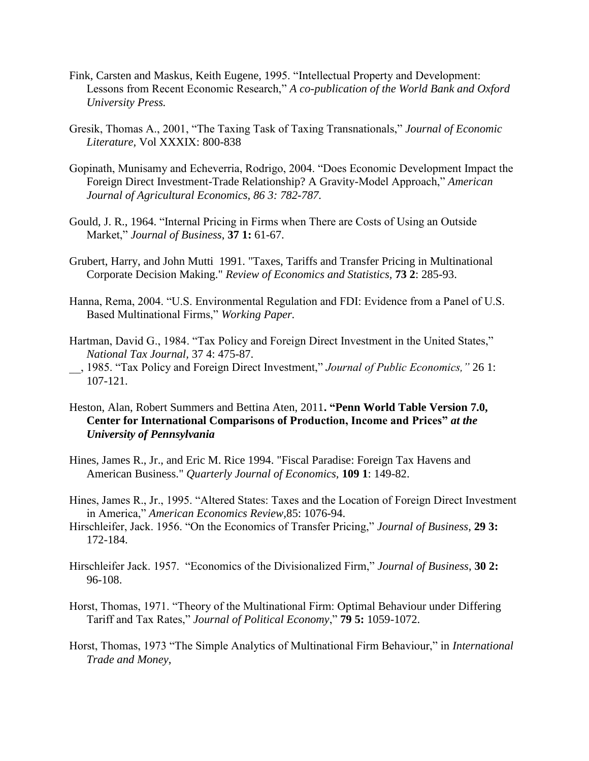Fink, Carsten and Maskus, Keith Eugene, 1995. "Intellectual Property and Development: Lessons from Recent Economic Research," *A co-publication of the World Bank and Oxford University Press.*

Gresik, Thomas A., 2001, "The Taxing Task of Taxing Transnationals," *Journal of Economic Literature*, Vol XXXIX: 800-838

Gopinath, Munisamy and Echeverria, Rodrigo, 2004. "Does Economic Development Impact the Foreign Direct Investment-Trade Relationship? A Gravity-Model Approach," *American Journal of Agricultural Economics, 86 3: 782-787.*

Gould, J. R., 1964. "Internal Pricing in Firms when There are Costs of Using an Outside Market," *Journal of Business*, **37 1:** 61-67.

Grubert, Harry, and John Mutti 1991. "Taxes, Tariffs and Transfer Pricing in Multinational Corporate Decision Making." *Review of Economics and Statistics,* **73 2**: 285-93.

Hanna, Rema, 2004. "U.S. Environmental Regulation and FDI: Evidence from a Panel of U.S. Based Multinational Firms," *Working Paper.*

Hartman, David G., 1984. "Tax Policy and Foreign Direct Investment in the United States," *National Tax Journal,* 37 4: 475-87.

__, 1985. "Tax Policy and Foreign Direct Investment," *Journal of Public Economics,"* 26 1: 107-121.

Heston, Alan, Robert Summers and Bettina Aten, 2011**. "Penn World Table Version 7.0, Center for International Comparisons of Production, Income and Prices"** ***at the University of Pennsylvania***

Hines, James R., Jr., and Eric M. Rice 1994. "Fiscal Paradise: Foreign Tax Havens and American Business." *Quarterly Journal of Economics,* **109 1**: 149-82.

Hines, James R., Jr., 1995. "Altered States: Taxes and the Location of Foreign Direct Investment in America," *American Economics Review,*85: 1076-94.

Hirschleifer, Jack. 1956. "On the Economics of Transfer Pricing," *Journal of Business,* **29 3:** 172-184.

Hirschleifer Jack. 1957. "Economics of the Divisionalized Firm," *Journal of Business*, **30 2:** 96-108.

Horst, Thomas, 1971. "Theory of the Multinational Firm: Optimal Behaviour under Differing Tariff and Tax Rates," *Journal of Political Economy*," **79 5:** 1059-1072.

Horst, Thomas, 1973 "The Simple Analytics of Multinational Firm Behaviour," in *International Trade and Money,*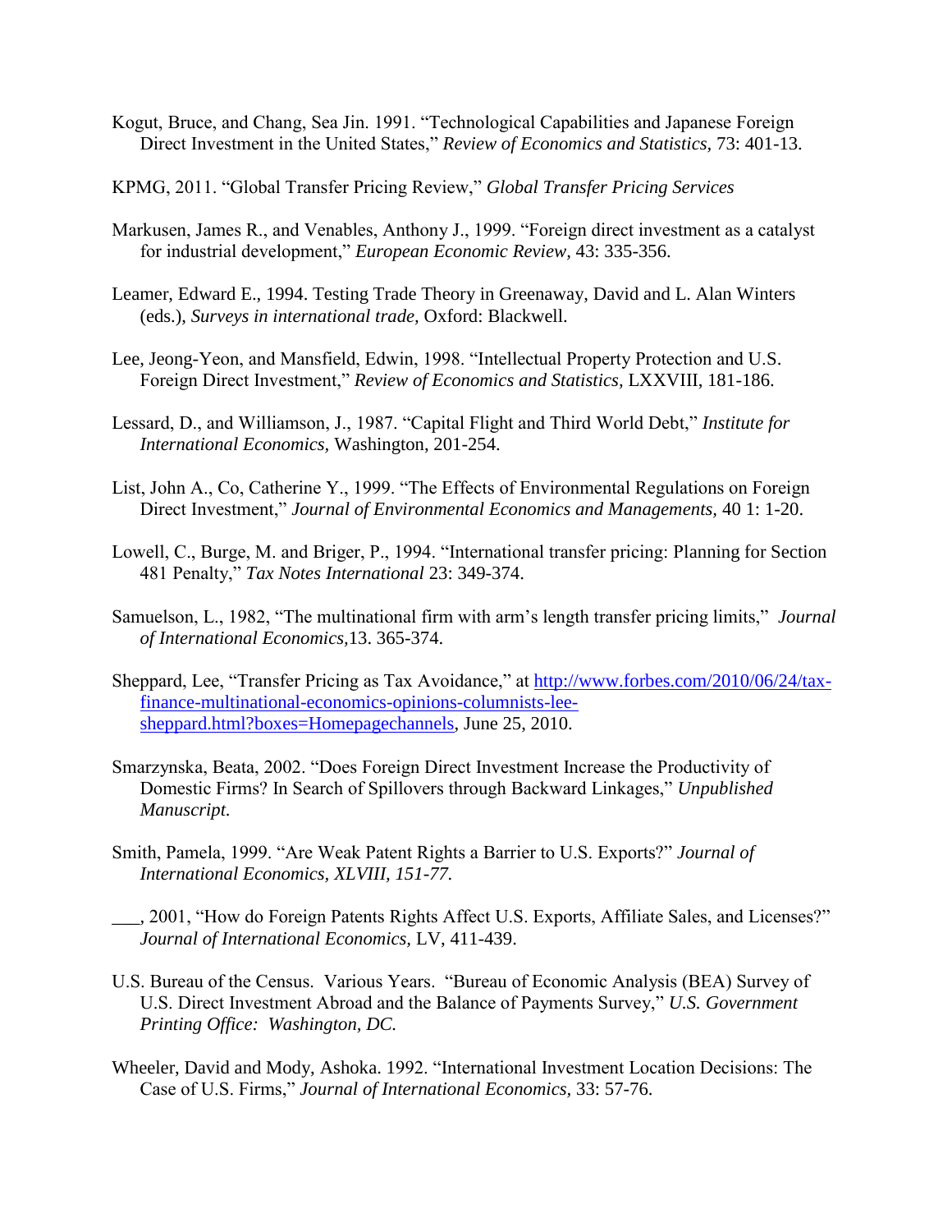Kogut, Bruce, and Chang, Sea Jin. 1991. "Technological Capabilities and Japanese Foreign Direct Investment in the United States," *Review of Economics and Statistics,* 73: 401-13.

KPMG, 2011. "Global Transfer Pricing Review," *Global Transfer Pricing Services*

Markusen, James R., and Venables, Anthony J., 1999. "Foreign direct investment as a catalyst for industrial development," *European Economic Review,* 43: 335-356.

Leamer, Edward E., 1994. Testing Trade Theory in Greenaway, David and L. Alan Winters (eds.), *Surveys in international trade,* Oxford: Blackwell.

Lee, Jeong-Yeon, and Mansfield, Edwin, 1998. "Intellectual Property Protection and U.S. Foreign Direct Investment," *Review of Economics and Statistics,* LXXVIII, 181-186.

Lessard, D., and Williamson, J., 1987. "Capital Flight and Third World Debt," *Institute for International Economics,* Washington, 201-254.

List, John A., Co, Catherine Y., 1999. "The Effects of Environmental Regulations on Foreign Direct Investment," *Journal of Environmental Economics and Managements,* 40 1: 1-20.

Lowell, C., Burge, M. and Briger, P., 1994. "International transfer pricing: Planning for Section 481 Penalty," *Tax Notes International* 23: 349-374.

Samuelson, L., 1982, "The multinational firm with arm's length transfer pricing limits," *Journal of International Economics,*13. 365-374.

Sheppard, Lee, "Transfer Pricing as Tax Avoidance," at http://www.forbes.com/2010/06/24/tax-finance-multinational-economics-opinions-columnists-lee-sheppard.html?boxes=Homepagechannels, June 25, 2010.

Smarzynska, Beata, 2002. "Does Foreign Direct Investment Increase the Productivity of Domestic Firms? In Search of Spillovers through Backward Linkages," *Unpublished Manuscript.*

Smith, Pamela, 1999. "Are Weak Patent Rights a Barrier to U.S. Exports?" *Journal of International Economics, XLVIII, 151-77.*

___, 2001, "How do Foreign Patents Rights Affect U.S. Exports, Affiliate Sales, and Licenses?" *Journal of International Economics,* LV, 411-439.

U.S. Bureau of the Census. Various Years. "Bureau of Economic Analysis (BEA) Survey of U.S. Direct Investment Abroad and the Balance of Payments Survey," *U.S. Government Printing Office: Washington, DC.*

Wheeler, David and Mody, Ashoka. 1992. "International Investment Location Decisions: The Case of U.S. Firms," *Journal of International Economics,* 33: 57-76.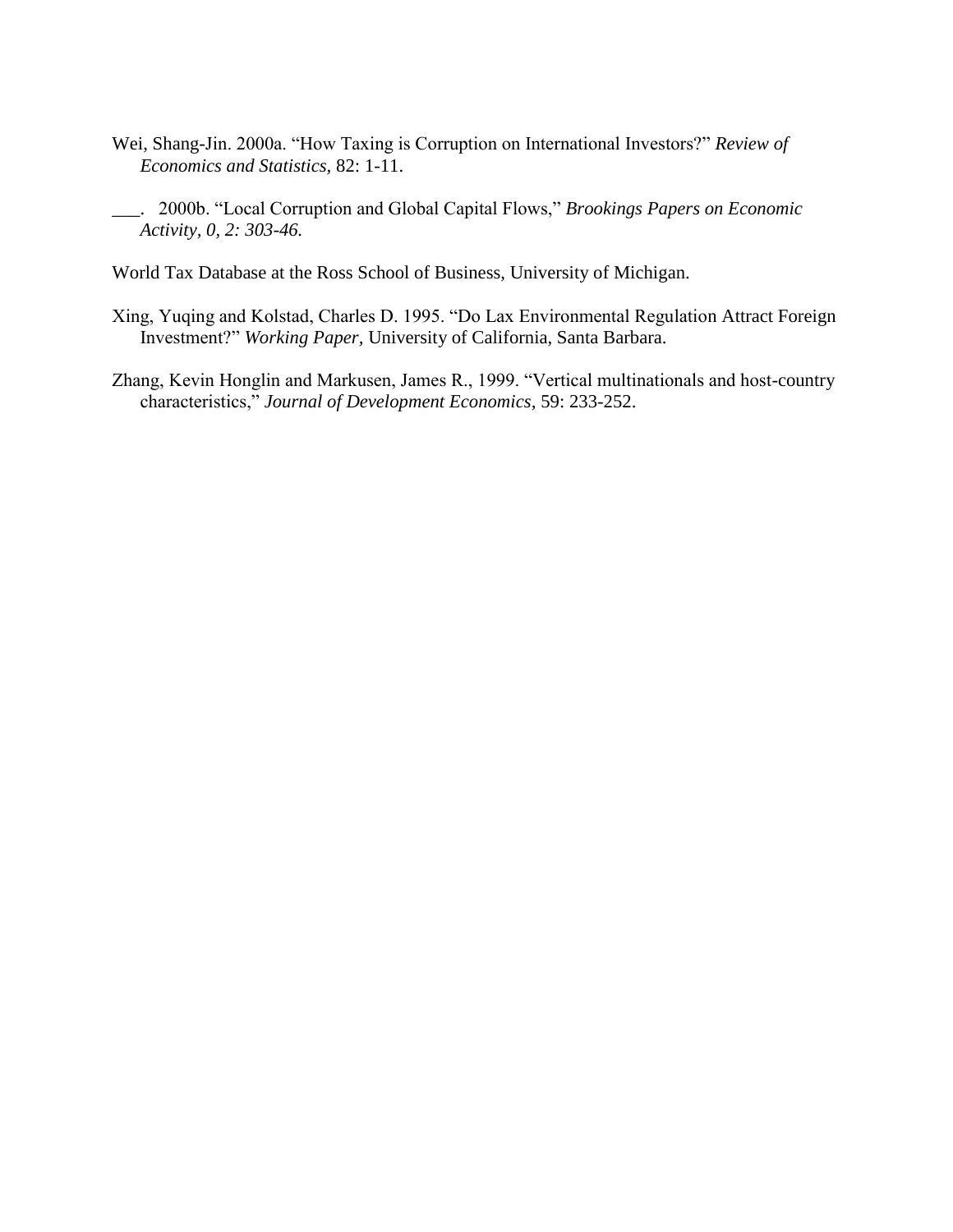Wei, Shang-Jin. 2000a. "How Taxing is Corruption on International Investors?" *Review of Economics and Statistics,* 82: 1-11.

___. 2000b. "Local Corruption and Global Capital Flows," *Brookings Papers on Economic Activity, 0, 2: 303-46.*

World Tax Database at the Ross School of Business, University of Michigan.

Xing, Yuqing and Kolstad, Charles D. 1995. "Do Lax Environmental Regulation Attract Foreign Investment?" *Working Paper,* University of California, Santa Barbara.

Zhang, Kevin Honglin and Markusen, James R., 1999. "Vertical multinationals and host-country characteristics," *Journal of Development Economics,* 59: 233-252.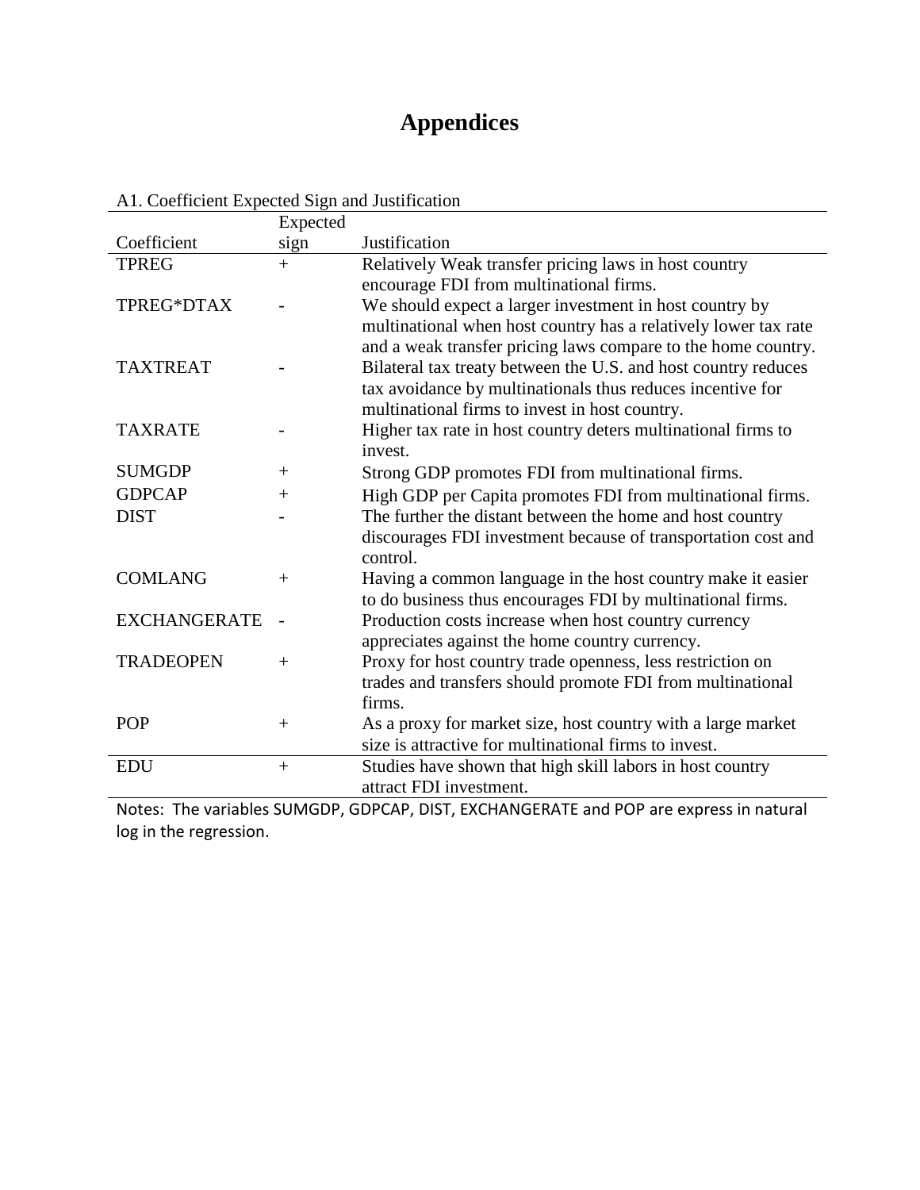# Appendices

A1. Coefficient Expected Sign and Justification

| Coefficient | Expected sign | Justification |
|---|---|---|
| TPREG | + | Relatively Weak transfer pricing laws in host country encourage FDI from multinational firms. |
| TPREG*DTAX | - | We should expect a larger investment in host country by multinational when host country has a relatively lower tax rate and a weak transfer pricing laws compare to the home country. |
| TAXTREAT | - | Bilateral tax treaty between the U.S. and host country reduces tax avoidance by multinationals thus reduces incentive for multinational firms to invest in host country. |
| TAXRATE | - | Higher tax rate in host country deters multinational firms to invest. |
| SUMGDP | + | Strong GDP promotes FDI from multinational firms. |
| GDPCAP | + | High GDP per Capita promotes FDI from multinational firms. |
| DIST | - | The further the distant between the home and host country discourages FDI investment because of transportation cost and control. |
| COMLANG | + | Having a common language in the host country make it easier to do business thus encourages FDI by multinational firms. |
| EXCHANGERATE | - | Production costs increase when host country currency appreciates against the home country currency. |
| TRADEOPEN | + | Proxy for host country trade openness, less restriction on trades and transfers should promote FDI from multinational firms. |
| POP | + | As a proxy for market size, host country with a large market size is attractive for multinational firms to invest. |
| EDU | + | Studies have shown that high skill labors in host country attract FDI investment. |

Notes: The variables SUMGDP, GDPCAP, DIST, EXCHANGERATE and POP are express in natural log in the regression.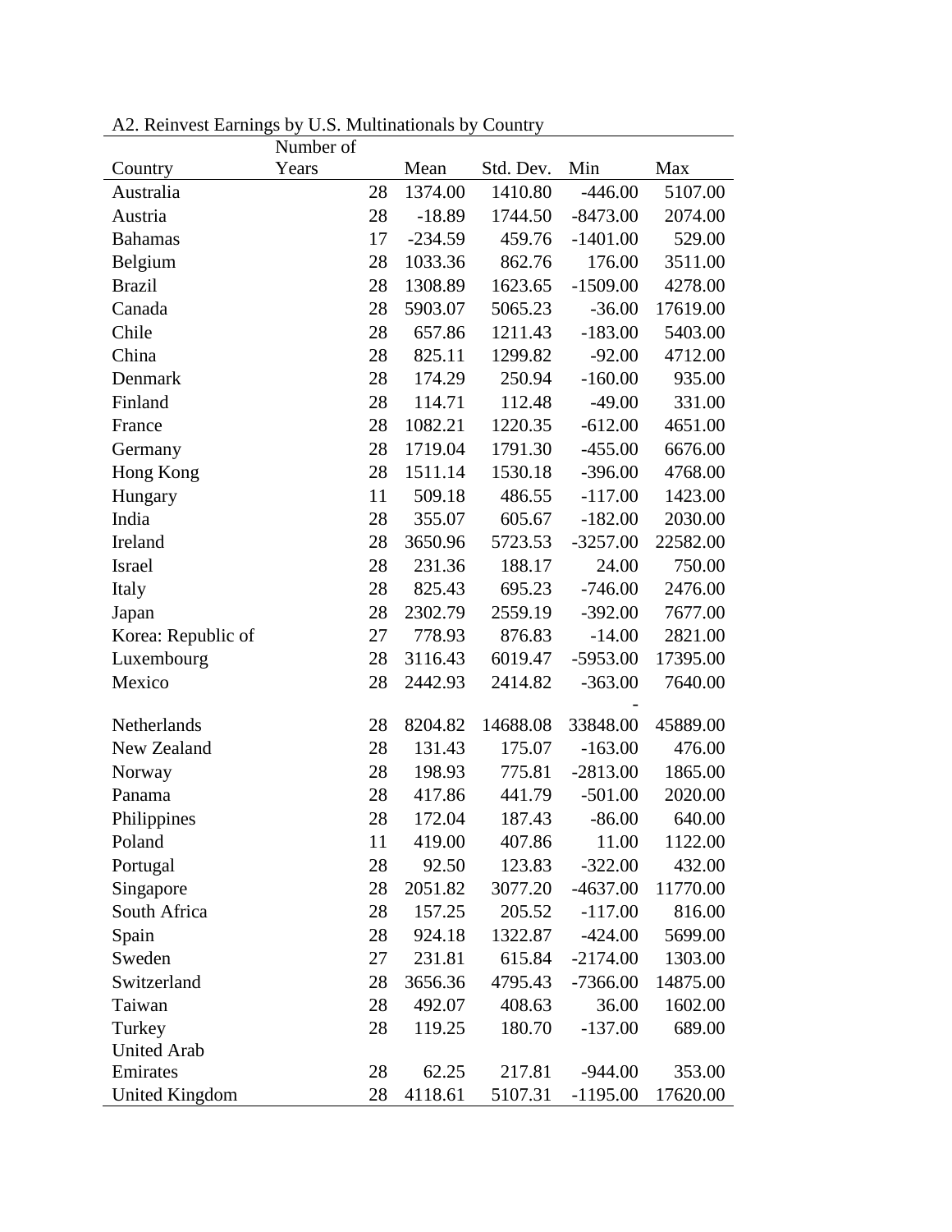A2. Reinvest Earnings by U.S. Multinationals by Country

| Country | Number of Years | Mean | Std. Dev. | Min | Max |
|---|---|---|---|---|---|
| Australia | 28 | 1374.00 | 1410.80 | -446.00 | 5107.00 |
| Austria | 28 | -18.89 | 1744.50 | -8473.00 | 2074.00 |
| Bahamas | 17 | -234.59 | 459.76 | -1401.00 | 529.00 |
| Belgium | 28 | 1033.36 | 862.76 | 176.00 | 3511.00 |
| Brazil | 28 | 1308.89 | 1623.65 | -1509.00 | 4278.00 |
| Canada | 28 | 5903.07 | 5065.23 | -36.00 | 17619.00 |
| Chile | 28 | 657.86 | 1211.43 | -183.00 | 5403.00 |
| China | 28 | 825.11 | 1299.82 | -92.00 | 4712.00 |
| Denmark | 28 | 174.29 | 250.94 | -160.00 | 935.00 |
| Finland | 28 | 114.71 | 112.48 | -49.00 | 331.00 |
| France | 28 | 1082.21 | 1220.35 | -612.00 | 4651.00 |
| Germany | 28 | 1719.04 | 1791.30 | -455.00 | 6676.00 |
| Hong Kong | 28 | 1511.14 | 1530.18 | -396.00 | 4768.00 |
| Hungary | 11 | 509.18 | 486.55 | -117.00 | 1423.00 |
| India | 28 | 355.07 | 605.67 | -182.00 | 2030.00 |
| Ireland | 28 | 3650.96 | 5723.53 | -3257.00 | 22582.00 |
| Israel | 28 | 231.36 | 188.17 | 24.00 | 750.00 |
| Italy | 28 | 825.43 | 695.23 | -746.00 | 2476.00 |
| Japan | 28 | 2302.79 | 2559.19 | -392.00 | 7677.00 |
| Korea: Republic of | 27 | 778.93 | 876.83 | -14.00 | 2821.00 |
| Luxembourg | 28 | 3116.43 | 6019.47 | -5953.00 | 17395.00 |
| Mexico | 28 | 2442.93 | 2414.82 | -363.00 | 7640.00 |
| Netherlands | 28 | 8204.82 | 14688.08 | -33848.00 | 45889.00 |
| New Zealand | 28 | 131.43 | 175.07 | -163.00 | 476.00 |
| Norway | 28 | 198.93 | 775.81 | -2813.00 | 1865.00 |
| Panama | 28 | 417.86 | 441.79 | -501.00 | 2020.00 |
| Philippines | 28 | 172.04 | 187.43 | -86.00 | 640.00 |
| Poland | 11 | 419.00 | 407.86 | 11.00 | 1122.00 |
| Portugal | 28 | 92.50 | 123.83 | -322.00 | 432.00 |
| Singapore | 28 | 2051.82 | 3077.20 | -4637.00 | 11770.00 |
| South Africa | 28 | 157.25 | 205.52 | -117.00 | 816.00 |
| Spain | 28 | 924.18 | 1322.87 | -424.00 | 5699.00 |
| Sweden | 27 | 231.81 | 615.84 | -2174.00 | 1303.00 |
| Switzerland | 28 | 3656.36 | 4795.43 | -7366.00 | 14875.00 |
| Taiwan | 28 | 492.07 | 408.63 | 36.00 | 1602.00 |
| Turkey | 28 | 119.25 | 180.70 | -137.00 | 689.00 |
| United Arab Emirates | 28 | 62.25 | 217.81 | -944.00 | 353.00 |
| United Kingdom | 28 | 4118.61 | 5107.31 | -1195.00 | 17620.00 |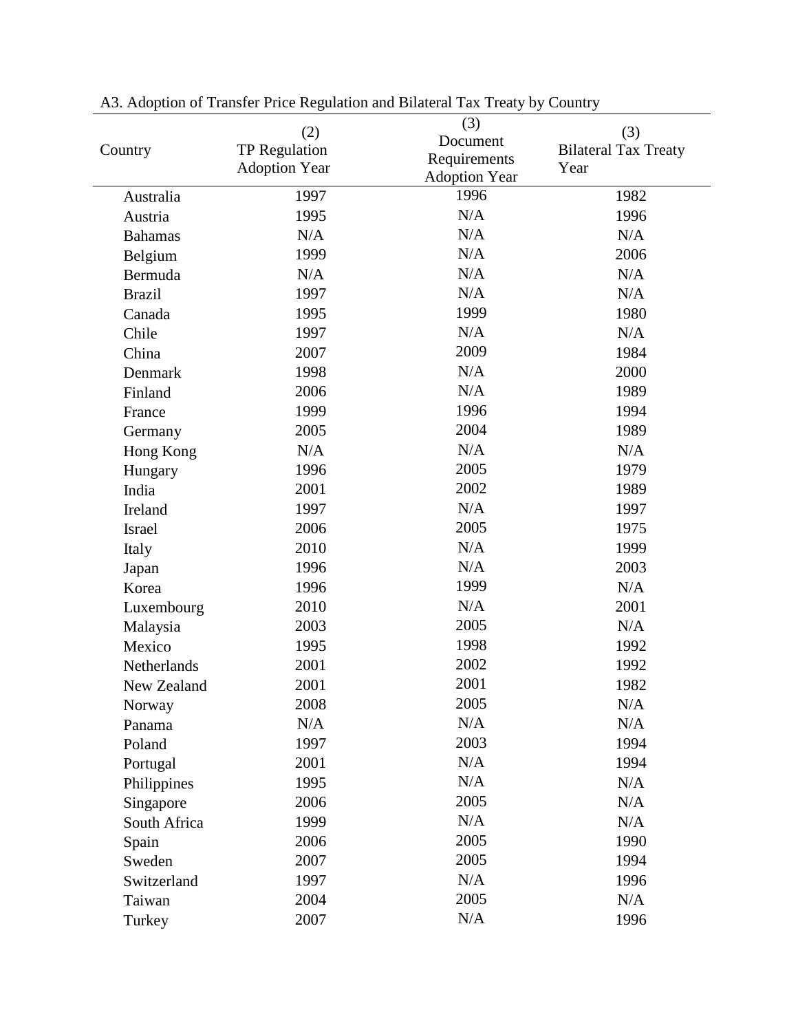A3. Adoption of Transfer Price Regulation and Bilateral Tax Treaty by Country

| Country | (2) TP Regulation Adoption Year | (3) Document Requirements Adoption Year | (3) Bilateral Tax Treaty Year |
|---|---|---|---|
| Australia | 1997 | 1996 | 1982 |
| Austria | 1995 | N/A | 1996 |
| Bahamas | N/A | N/A | N/A |
| Belgium | 1999 | N/A | 2006 |
| Bermuda | N/A | N/A | N/A |
| Brazil | 1997 | N/A | N/A |
| Canada | 1995 | 1999 | 1980 |
| Chile | 1997 | N/A | N/A |
| China | 2007 | 2009 | 1984 |
| Denmark | 1998 | N/A | 2000 |
| Finland | 2006 | N/A | 1989 |
| France | 1999 | 1996 | 1994 |
| Germany | 2005 | 2004 | 1989 |
| Hong Kong | N/A | N/A | N/A |
| Hungary | 1996 | 2005 | 1979 |
| India | 2001 | 2002 | 1989 |
| Ireland | 1997 | N/A | 1997 |
| Israel | 2006 | 2005 | 1975 |
| Italy | 2010 | N/A | 1999 |
| Japan | 1996 | N/A | 2003 |
| Korea | 1996 | 1999 | N/A |
| Luxembourg | 2010 | N/A | 2001 |
| Malaysia | 2003 | 2005 | N/A |
| Mexico | 1995 | 1998 | 1992 |
| Netherlands | 2001 | 2002 | 1992 |
| New Zealand | 2001 | 2001 | 1982 |
| Norway | 2008 | 2005 | N/A |
| Panama | N/A | N/A | N/A |
| Poland | 1997 | 2003 | 1994 |
| Portugal | 2001 | N/A | 1994 |
| Philippines | 1995 | N/A | N/A |
| Singapore | 2006 | 2005 | N/A |
| South Africa | 1999 | N/A | N/A |
| Spain | 2006 | 2005 | 1990 |
| Sweden | 2007 | 2005 | 1994 |
| Switzerland | 1997 | N/A | 1996 |
| Taiwan | 2004 | 2005 | N/A |
| Turkey | 2007 | N/A | 1996 |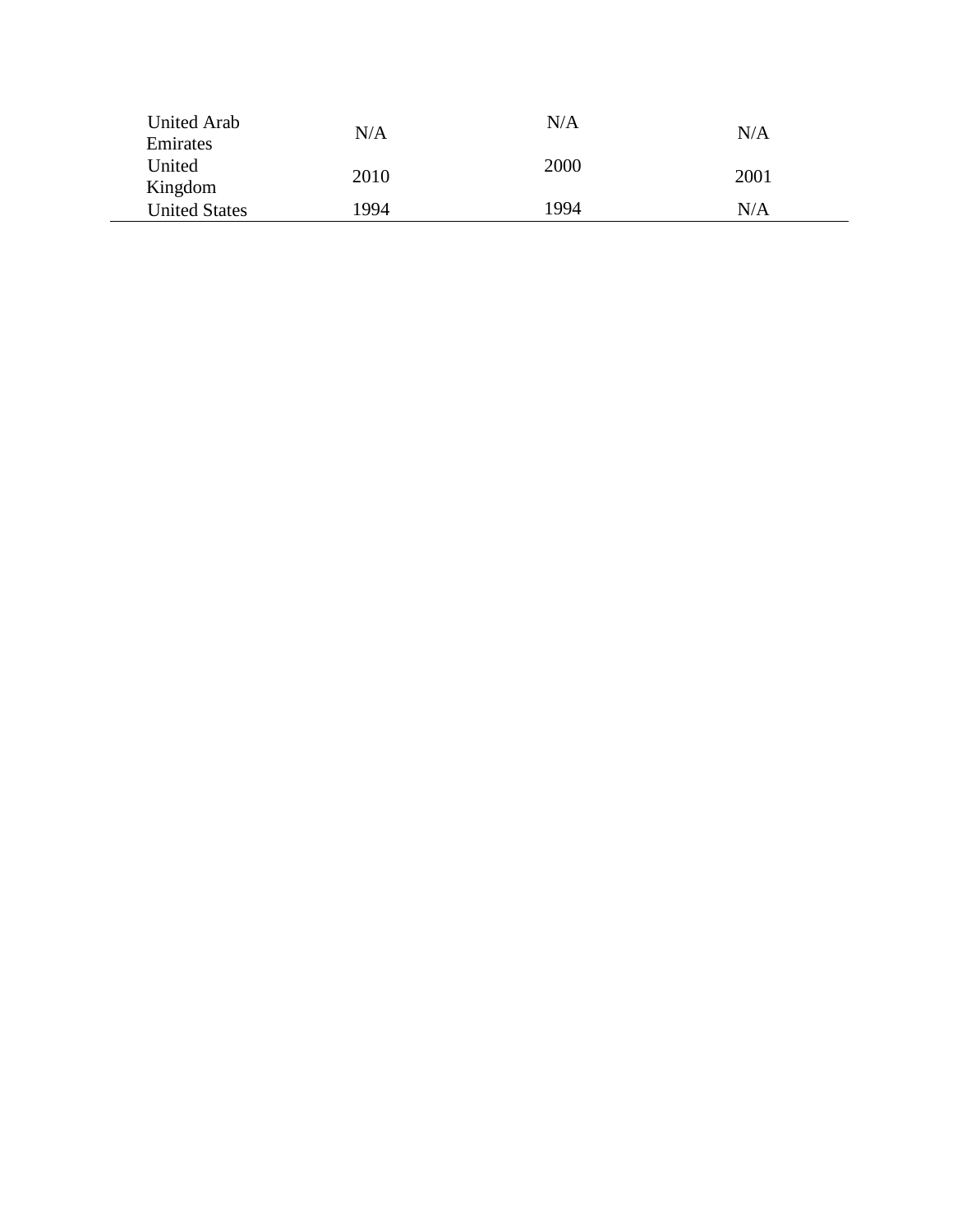| | | | |
|---|---|---|---|
| United Arab Emirates | N/A | N/A | N/A |
| United Kingdom | 2010 | 2000 | 2001 |
| United States | 1994 | 1994 | N/A |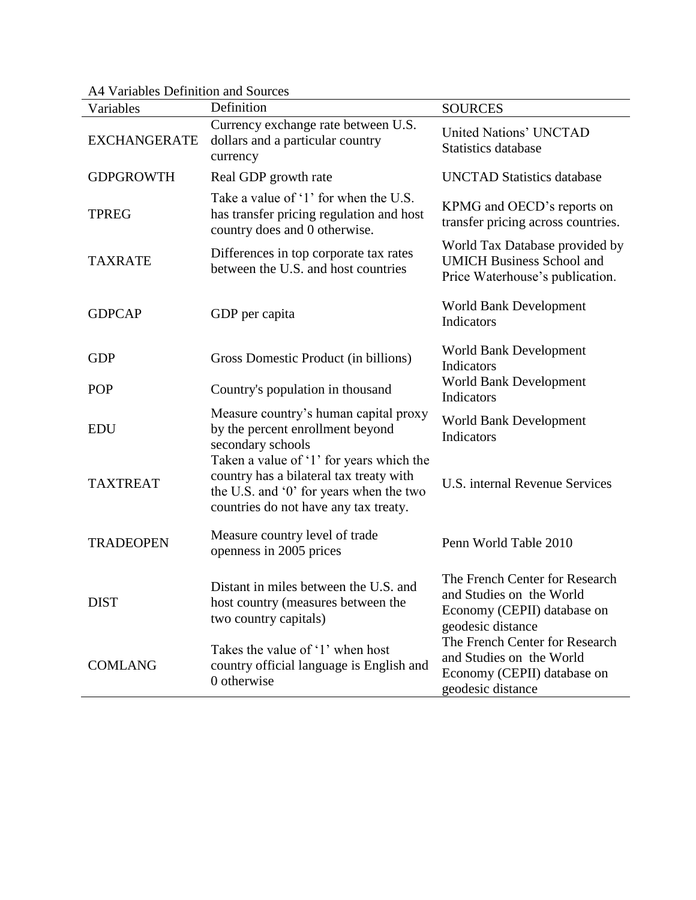A4 Variables Definition and Sources

| Variables | Definition | SOURCES |
|---|---|---|
| EXCHANGERATE | Currency exchange rate between U.S. dollars and a particular country currency | United Nations' UNCTAD Statistics database |
| GDPGROWTH | Real GDP growth rate | UNCTAD Statistics database |
| TPREG | Take a value of '1' for when the U.S. has transfer pricing regulation and host country does and 0 otherwise. | KPMG and OECD's reports on transfer pricing across countries. |
| TAXRATE | Differences in top corporate tax rates between the U.S. and host countries | World Tax Database provided by UMICH Business School and Price Waterhouse's publication. |
| GDPCAP | GDP per capita | World Bank Development Indicators |
| GDP | Gross Domestic Product (in billions) | World Bank Development Indicators |
| POP | Country's population in thousand | World Bank Development Indicators |
| EDU | Measure country's human capital proxy by the percent enrollment beyond secondary schools | World Bank Development Indicators |
| TAXTREAT | Taken a value of '1' for years which the country has a bilateral tax treaty with the U.S. and '0' for years when the two countries do not have any tax treaty. | U.S. internal Revenue Services |
| TRADEOPEN | Measure country level of trade openness in 2005 prices | Penn World Table 2010 |
| DIST | Distant in miles between the U.S. and host country (measures between the two country capitals) | The French Center for Research and Studies on the World Economy (CEPII) database on geodesic distance |
| COMLANG | Takes the value of '1' when host country official language is English and 0 otherwise | The French Center for Research and Studies on the World Economy (CEPII) database on geodesic distance |